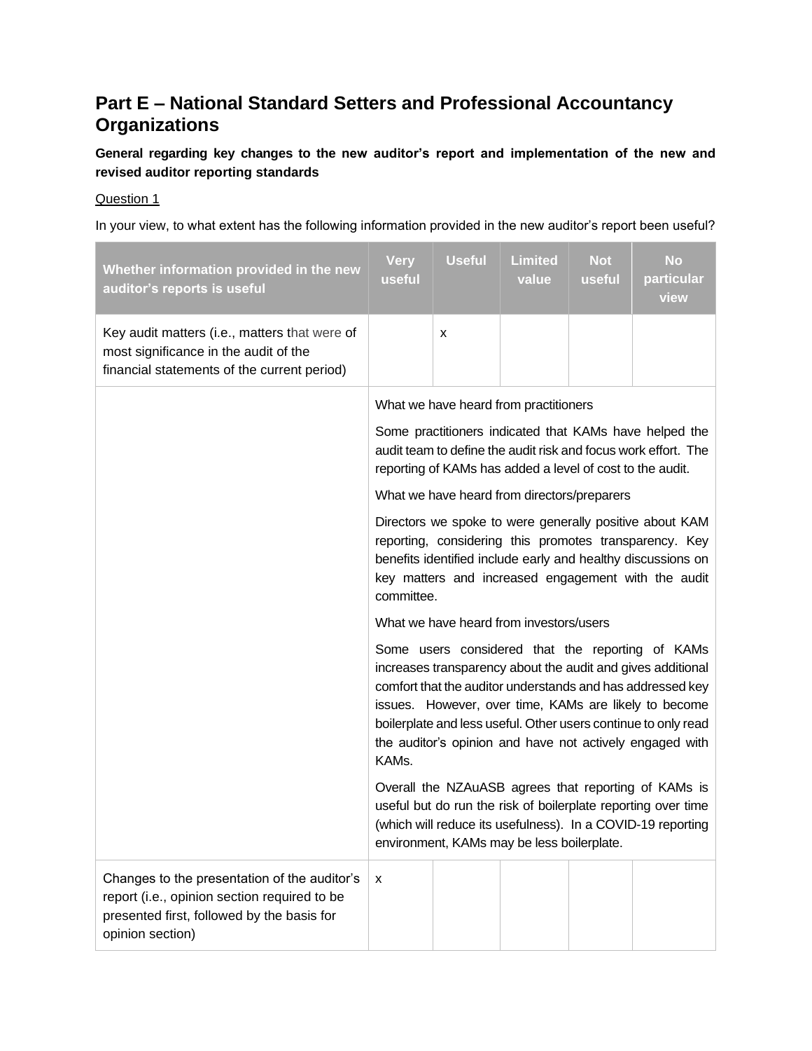## Part E – National Standard Setters and Professional Accountancy Organizations

**General regarding key changes to the new auditor's report and implementation of the new and revised auditor reporting standards**

Question 1

In your view, to what extent has the following information provided in the new auditor's report been useful?

| Whether information provided in the new auditor's reports is useful | Very useful | Useful | Limited value | Not useful | No particular view |
|---|---|---|---|---|---|
| Key audit matters (i.e., matters that were of most significance in the audit of the financial statements of the current period) | | x | | | |
| | What we have heard from practitioners<br><br>Some practitioners indicated that KAMs have helped the audit team to define the audit risk and focus work effort. The reporting of KAMs has added a level of cost to the audit.<br><br>What we have heard from directors/preparers<br><br>Directors we spoke to were generally positive about KAM reporting, considering this promotes transparency. Key benefits identified include early and healthy discussions on key matters and increased engagement with the audit committee.<br><br>What we have heard from investors/users<br><br>Some users considered that the reporting of KAMs increases transparency about the audit and gives additional comfort that the auditor understands and has addressed key issues. However, over time, KAMs are likely to become boilerplate and less useful. Other users continue to only read the auditor's opinion and have not actively engaged with KAMs.<br><br>Overall the NZAuASB agrees that reporting of KAMs is useful but do run the risk of boilerplate reporting over time (which will reduce its usefulness). In a COVID-19 reporting environment, KAMs may be less boilerplate. | | | | |
| Changes to the presentation of the auditor's report (i.e., opinion section required to be presented first, followed by the basis for opinion section) | x | | | | |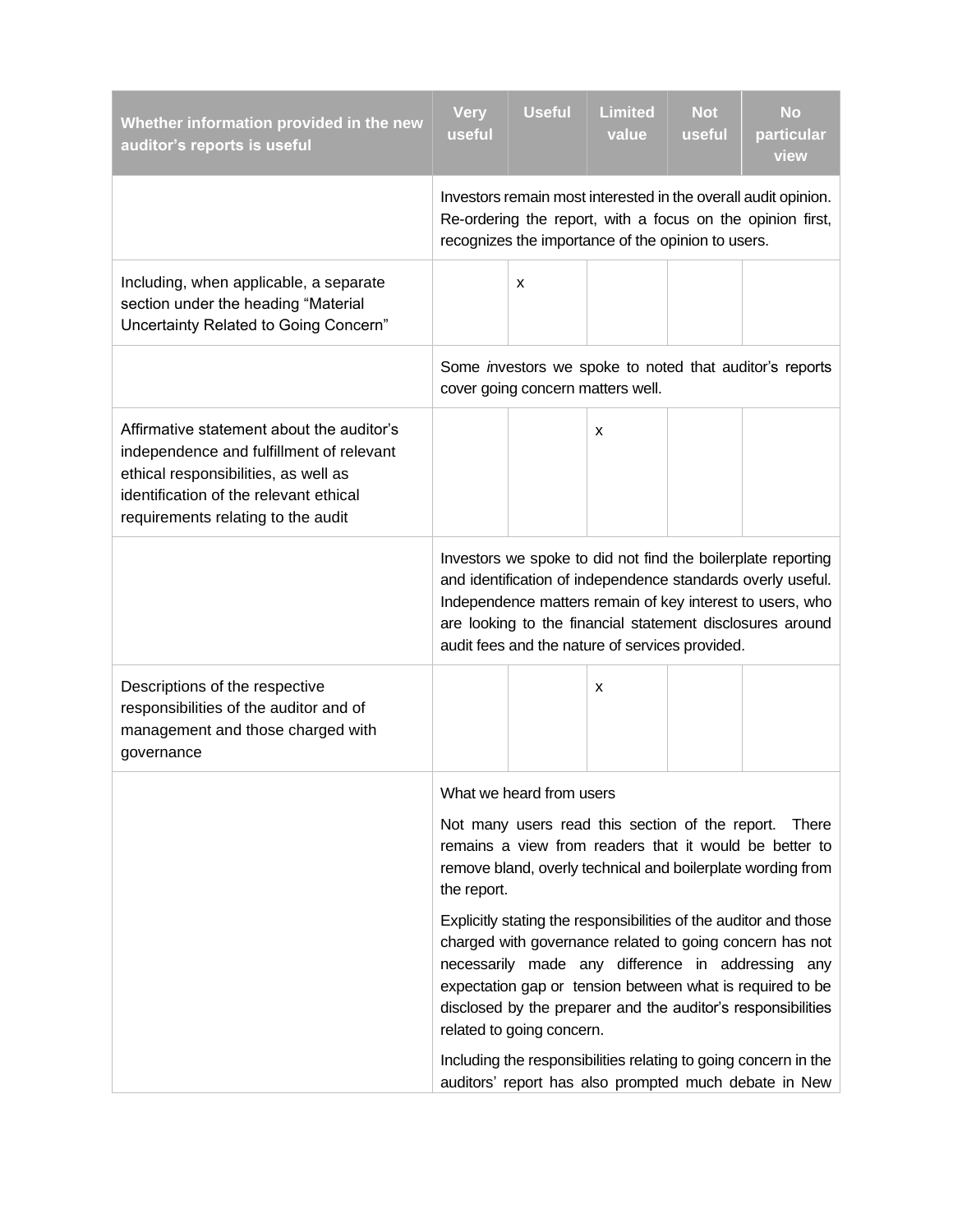| Whether information provided in the new auditor's reports is useful | Very useful | Useful | Limited value | Not useful | No particular view |
|---|---|---|---|---|---|
| | Investors remain most interested in the overall audit opinion. Re-ordering the report, with a focus on the opinion first, recognizes the importance of the opinion to users. | | | | |
| Including, when applicable, a separate section under the heading "Material Uncertainty Related to Going Concern" | | x | | | |
| | Some *i*nvestors we spoke to noted that auditor's reports cover going concern matters well. | | | | |
| Affirmative statement about the auditor's independence and fulfillment of relevant ethical responsibilities, as well as identification of the relevant ethical requirements relating to the audit | | | x | | |
| | Investors we spoke to did not find the boilerplate reporting and identification of independence standards overly useful. Independence matters remain of key interest to users, who are looking to the financial statement disclosures around audit fees and the nature of services provided. | | | | |
| Descriptions of the respective responsibilities of the auditor and of management and those charged with governance | | | x | | |
| | What we heard from users<br><br>Not many users read this section of the report. There remains a view from readers that it would be better to remove bland, overly technical and boilerplate wording from the report.<br><br>Explicitly stating the responsibilities of the auditor and those charged with governance related to going concern has not necessarily made any difference in addressing any expectation gap or tension between what is required to be disclosed by the preparer and the auditor's responsibilities related to going concern.<br><br>Including the responsibilities relating to going concern in the auditors' report has also prompted much debate in New | | | | |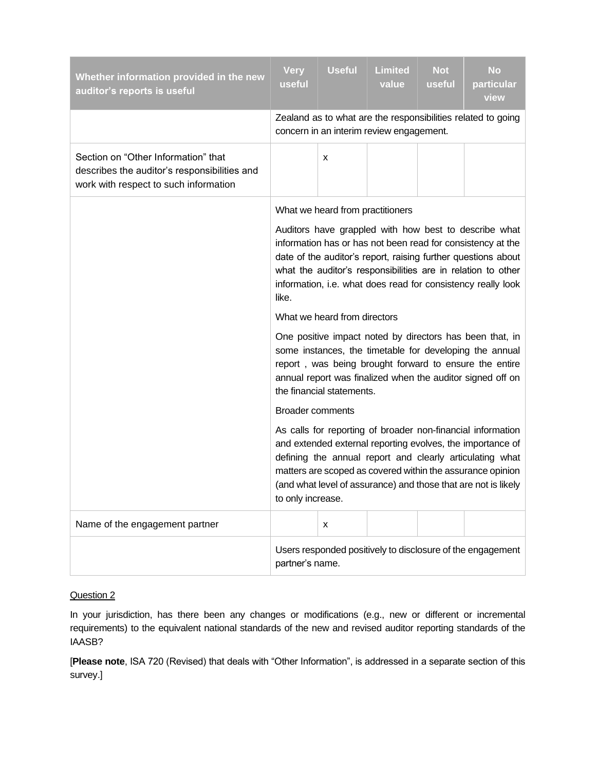| Whether information provided in the new auditor's reports is useful | Very useful | Useful | Limited value | Not useful | No particular view |
|---|---|---|---|---|---|
| | Zealand as to what are the responsibilities related to going concern in an interim review engagement. | | | | |
| Section on "Other Information" that describes the auditor's responsibilities and work with respect to such information | | x | | | |
| | What we heard from practitioners<br><br>Auditors have grappled with how best to describe what information has or has not been read for consistency at the date of the auditor's report, raising further questions about what the auditor's responsibilities are in relation to other information, i.e. what does read for consistency really look like.<br><br>What we heard from directors<br><br>One positive impact noted by directors has been that, in some instances, the timetable for developing the annual report , was being brought forward to ensure the entire annual report was finalized when the auditor signed off on the financial statements.<br><br>Broader comments<br><br>As calls for reporting of broader non-financial information and extended external reporting evolves, the importance of defining the annual report and clearly articulating what matters are scoped as covered within the assurance opinion (and what level of assurance) and those that are not is likely to only increase. | | | | |
| Name of the engagement partner | | x | | | |
| | Users responded positively to disclosure of the engagement partner's name. | | | | |

Question 2

In your jurisdiction, has there been any changes or modifications (e.g., new or different or incremental requirements) to the equivalent national standards of the new and revised auditor reporting standards of the IAASB?

[**Please note**, ISA 720 (Revised) that deals with "Other Information", is addressed in a separate section of this survey.]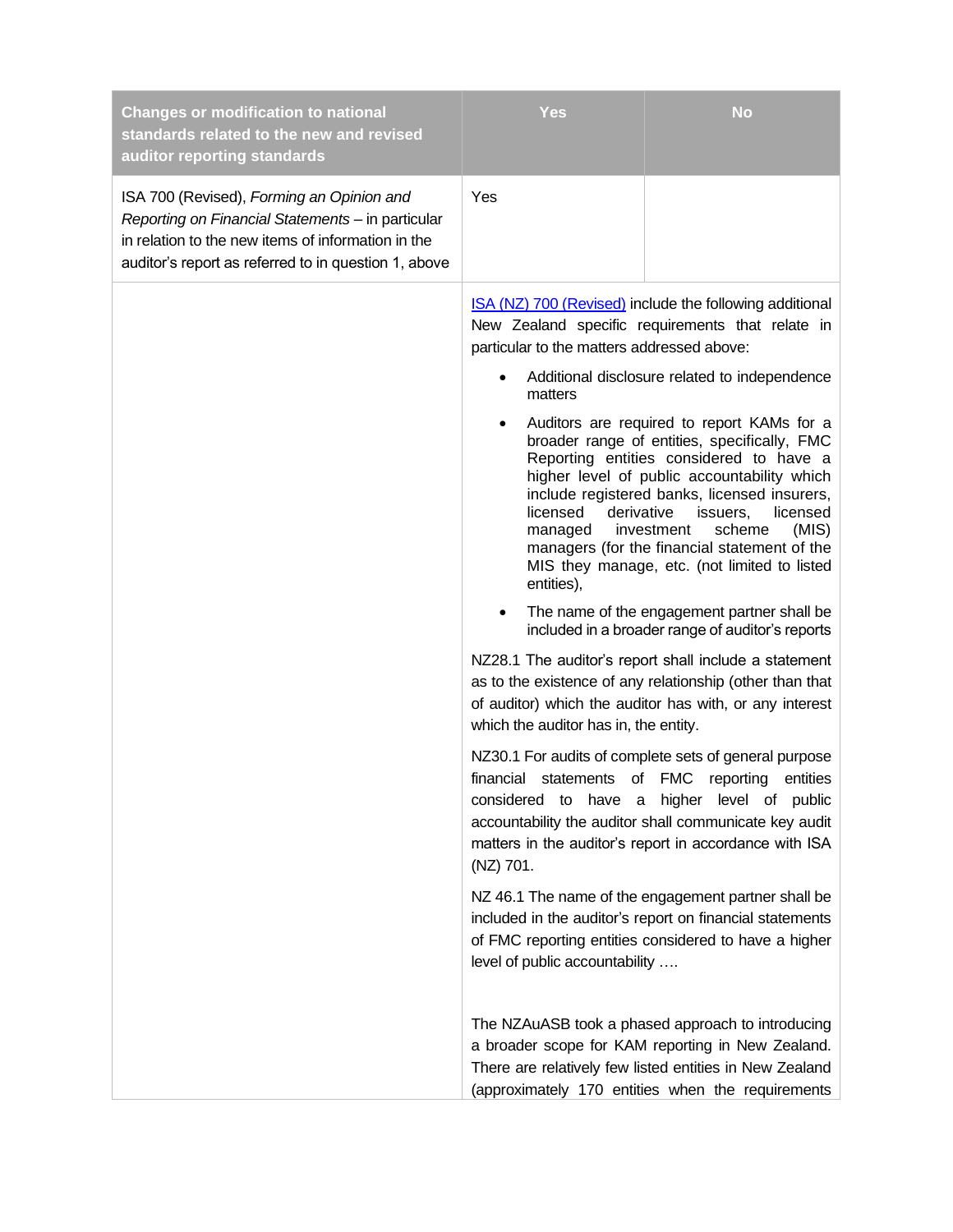| Changes or modification to national standards related to the new and revised auditor reporting standards | Yes | No |
|---|---|---|
| ISA 700 (Revised), *Forming an Opinion and Reporting on Financial Statements* – in particular in relation to the new items of information in the auditor's report as referred to in question 1, above | Yes | |
| | ISA (NZ) 700 (Revised) include the following additional New Zealand specific requirements that relate in particular to the matters addressed above:<br><br>• Additional disclosure related to independence matters<br>• Auditors are required to report KAMs for a broader range of entities, specifically, FMC Reporting entities considered to have a higher level of public accountability which include registered banks, licensed insurers, licensed derivative issuers, licensed managed investment scheme (MIS) managers (for the financial statement of the MIS they manage, etc. (not limited to listed entities),<br>• The name of the engagement partner shall be included in a broader range of auditor's reports<br><br>NZ28.1 The auditor's report shall include a statement as to the existence of any relationship (other than that of auditor) which the auditor has with, or any interest which the auditor has in, the entity.<br><br>NZ30.1 For audits of complete sets of general purpose financial statements of FMC reporting entities considered to have a higher level of public accountability the auditor shall communicate key audit matters in the auditor's report in accordance with ISA (NZ) 701.<br><br>NZ 46.1 The name of the engagement partner shall be included in the auditor's report on financial statements of FMC reporting entities considered to have a higher level of public accountability ….<br><br>The NZAuASB took a phased approach to introducing a broader scope for KAM reporting in New Zealand. There are relatively few listed entities in New Zealand (approximately 170 entities when the requirements | |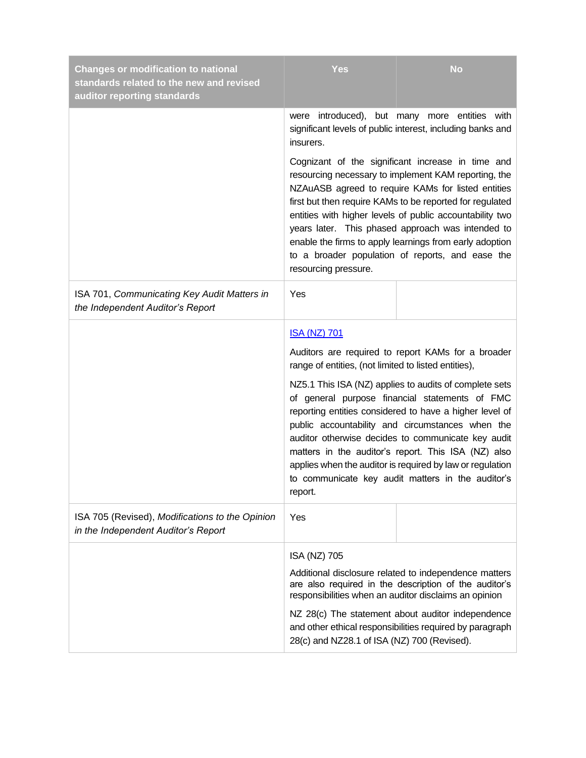| Changes or modification to national standards related to the new and revised auditor reporting standards | Yes | No |
|---|---|---|
| | were introduced), but many more entities with significant levels of public interest, including banks and insurers.<br><br>Cognizant of the significant increase in time and resourcing necessary to implement KAM reporting, the NZAuASB agreed to require KAMs for listed entities first but then require KAMs to be reported for regulated entities with higher levels of public accountability two years later. This phased approach was intended to enable the firms to apply learnings from early adoption to a broader population of reports, and ease the resourcing pressure. | |
| ISA 701, *Communicating Key Audit Matters in the Independent Auditor's Report* | Yes | |
| | [ISA (NZ) 701]()<br><br>Auditors are required to report KAMs for a broader range of entities, (not limited to listed entities),<br><br>NZ5.1 This ISA (NZ) applies to audits of complete sets of general purpose financial statements of FMC reporting entities considered to have a higher level of public accountability and circumstances when the auditor otherwise decides to communicate key audit matters in the auditor's report. This ISA (NZ) also applies when the auditor is required by law or regulation to communicate key audit matters in the auditor's report. | |
| ISA 705 (Revised), *Modifications to the Opinion in the Independent Auditor's Report* | Yes | |
| | ISA (NZ) 705<br><br>Additional disclosure related to independence matters are also required in the description of the auditor's responsibilities when an auditor disclaims an opinion<br><br>NZ 28(c) The statement about auditor independence and other ethical responsibilities required by paragraph 28(c) and NZ28.1 of ISA (NZ) 700 (Revised). | |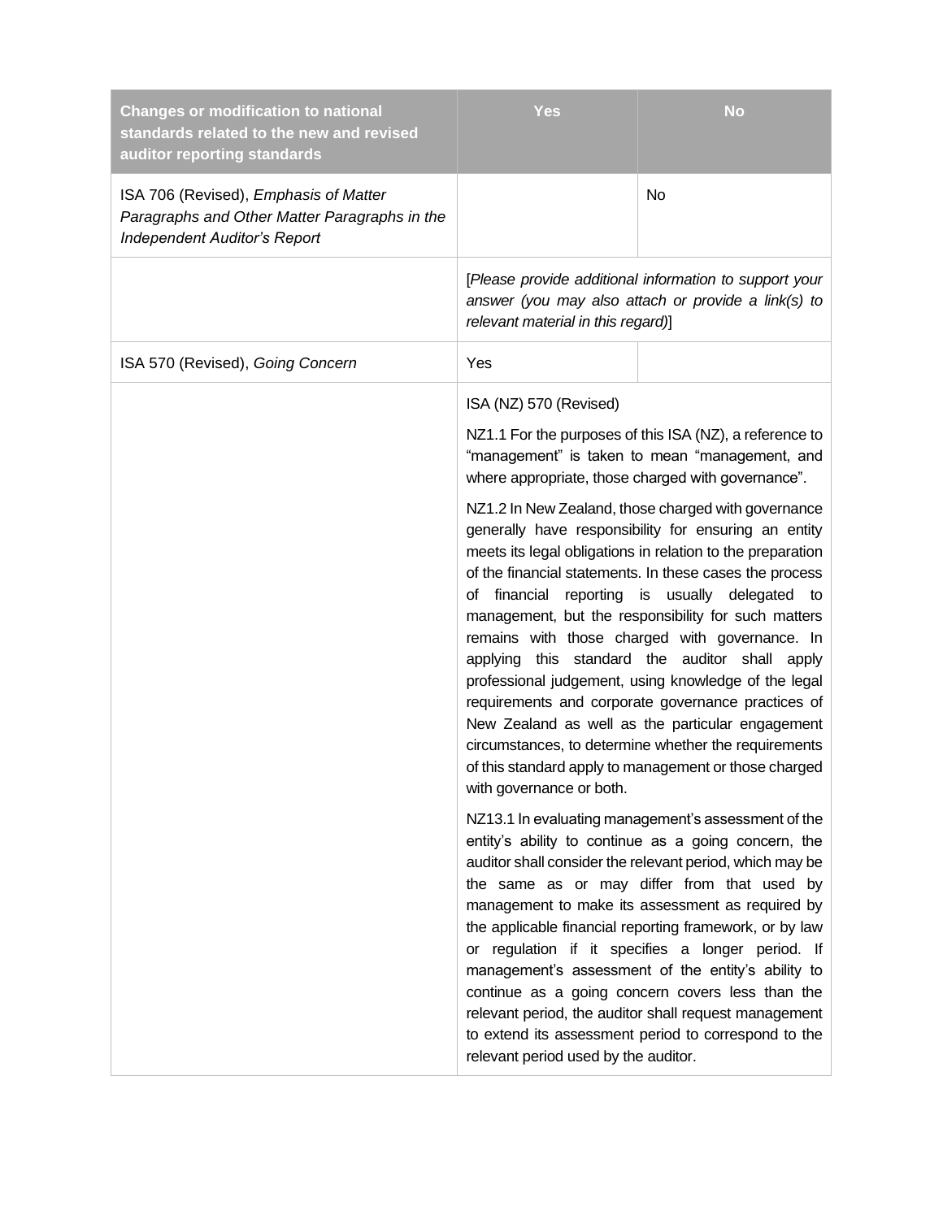| Changes or modification to national standards related to the new and revised auditor reporting standards | Yes | No |
|---|---|---|
| ISA 706 (Revised), *Emphasis of Matter Paragraphs and Other Matter Paragraphs in the Independent Auditor's Report* | | No |
| | [*Please provide additional information to support your answer (you may also attach or provide a link(s) to relevant material in this regard)*] | |
| ISA 570 (Revised), *Going Concern* | Yes | |
| | ISA (NZ) 570 (Revised)<br><br>NZ1.1 For the purposes of this ISA (NZ), a reference to "management" is taken to mean "management, and where appropriate, those charged with governance".<br><br>NZ1.2 In New Zealand, those charged with governance generally have responsibility for ensuring an entity meets its legal obligations in relation to the preparation of the financial statements. In these cases the process of financial reporting is usually delegated to management, but the responsibility for such matters remains with those charged with governance. In applying this standard the auditor shall apply professional judgement, using knowledge of the legal requirements and corporate governance practices of New Zealand as well as the particular engagement circumstances, to determine whether the requirements of this standard apply to management or those charged with governance or both.<br><br>NZ13.1 In evaluating management's assessment of the entity's ability to continue as a going concern, the auditor shall consider the relevant period, which may be the same as or may differ from that used by management to make its assessment as required by the applicable financial reporting framework, or by law or regulation if it specifies a longer period. If management's assessment of the entity's ability to continue as a going concern covers less than the relevant period, the auditor shall request management to extend its assessment period to correspond to the relevant period used by the auditor. | |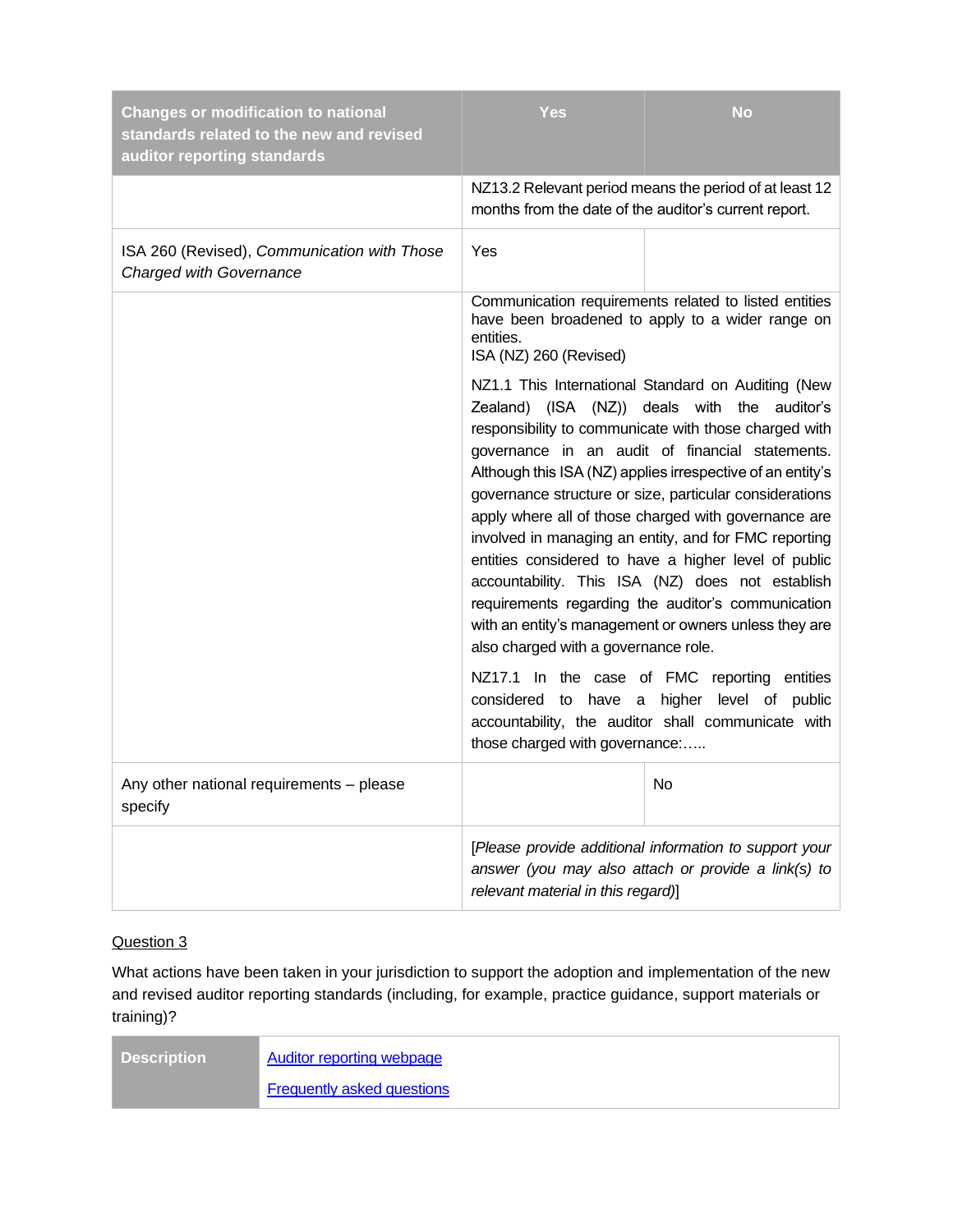| Changes or modification to national standards related to the new and revised auditor reporting standards | Yes | No |
|---|---|---|
| | NZ13.2 Relevant period means the period of at least 12 months from the date of the auditor's current report. | |
| ISA 260 (Revised), *Communication with Those Charged with Governance* | Yes | |
| | Communication requirements related to listed entities have been broadened to apply to a wider range on entities.<br>ISA (NZ) 260 (Revised)<br><br>NZ1.1 This International Standard on Auditing (New Zealand) (ISA (NZ)) deals with the auditor's responsibility to communicate with those charged with governance in an audit of financial statements. Although this ISA (NZ) applies irrespective of an entity's governance structure or size, particular considerations apply where all of those charged with governance are involved in managing an entity, and for FMC reporting entities considered to have a higher level of public accountability. This ISA (NZ) does not establish requirements regarding the auditor's communication with an entity's management or owners unless they are also charged with a governance role.<br><br>NZ17.1 In the case of FMC reporting entities considered to have a higher level of public accountability, the auditor shall communicate with those charged with governance:….. | |
| Any other national requirements – please specify | | No |
| | [*Please provide additional information to support your answer (you may also attach or provide a link(s) to relevant material in this regard)*] | |

Question 3

What actions have been taken in your jurisdiction to support the adoption and implementation of the new and revised auditor reporting standards (including, for example, practice guidance, support materials or training)?

| Description | [Auditor reporting webpage](#)<br><br>[Frequently asked questions](#) |
|---|---|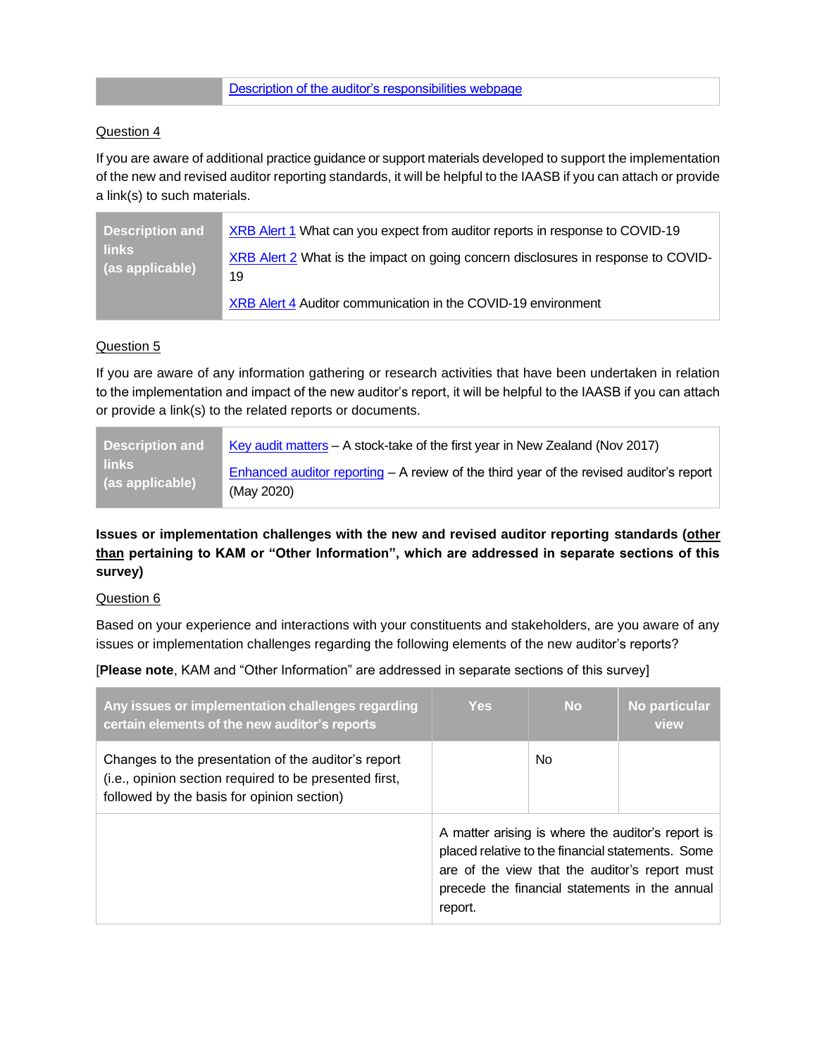| | [Description of the auditor's responsibilities webpage]() |
|---|---|

Question 4

If you are aware of additional practice guidance or support materials developed to support the implementation of the new and revised auditor reporting standards, it will be helpful to the IAASB if you can attach or provide a link(s) to such materials.

| Description and links (as applicable) | XRB Alert 1 What can you expect from auditor reports in response to COVID-19<br>XRB Alert 2 What is the impact on going concern disclosures in response to COVID-19<br>XRB Alert 4 Auditor communication in the COVID-19 environment |
|---|---|

Question 5

If you are aware of any information gathering or research activities that have been undertaken in relation to the implementation and impact of the new auditor's report, it will be helpful to the IAASB if you can attach or provide a link(s) to the related reports or documents.

| Description and links (as applicable) | Key audit matters – A stock-take of the first year in New Zealand (Nov 2017)<br>Enhanced auditor reporting – A review of the third year of the revised auditor's report (May 2020) |
|---|---|

**Issues or implementation challenges with the new and revised auditor reporting standards (other than pertaining to KAM or "Other Information", which are addressed in separate sections of this survey)**

Question 6

Based on your experience and interactions with your constituents and stakeholders, are you aware of any issues or implementation challenges regarding the following elements of the new auditor's reports?

[**Please note**, KAM and "Other Information" are addressed in separate sections of this survey]

| Any issues or implementation challenges regarding certain elements of the new auditor's reports | Yes | No | No particular view |
|---|---|---|---|
| Changes to the presentation of the auditor's report (i.e., opinion section required to be presented first, followed by the basis for opinion section) | | No | |
| | A matter arising is where the auditor's report is placed relative to the financial statements. Some are of the view that the auditor's report must precede the financial statements in the annual report. | | |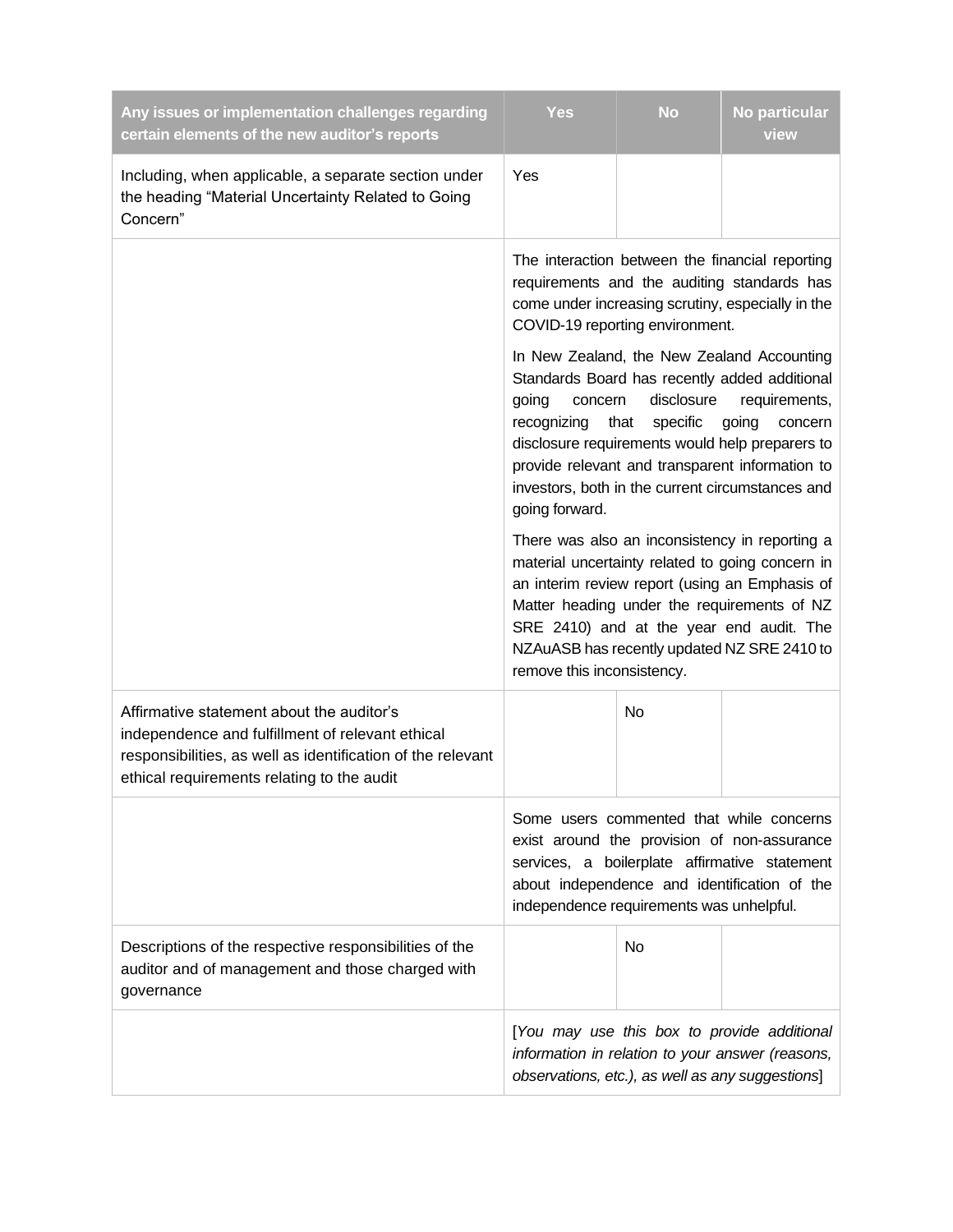| Any issues or implementation challenges regarding certain elements of the new auditor's reports | Yes | No | No particular view |
|---|---|---|---|
| Including, when applicable, a separate section under the heading "Material Uncertainty Related to Going Concern" | Yes | | |
| | The interaction between the financial reporting requirements and the auditing standards has come under increasing scrutiny, especially in the COVID-19 reporting environment.<br><br>In New Zealand, the New Zealand Accounting Standards Board has recently added additional going concern disclosure requirements, recognizing that specific going concern disclosure requirements would help preparers to provide relevant and transparent information to investors, both in the current circumstances and going forward.<br><br>There was also an inconsistency in reporting a material uncertainty related to going concern in an interim review report (using an Emphasis of Matter heading under the requirements of NZ SRE 2410) and at the year end audit. The NZAuASB has recently updated NZ SRE 2410 to remove this inconsistency. | | |
| Affirmative statement about the auditor's independence and fulfillment of relevant ethical responsibilities, as well as identification of the relevant ethical requirements relating to the audit | | No | |
| | Some users commented that while concerns exist around the provision of non-assurance services, a boilerplate affirmative statement about independence and identification of the independence requirements was unhelpful. | | |
| Descriptions of the respective responsibilities of the auditor and of management and those charged with governance | | No | |
| | [*You may use this box to provide additional information in relation to your answer (reasons, observations, etc.), as well as any suggestions*] | | |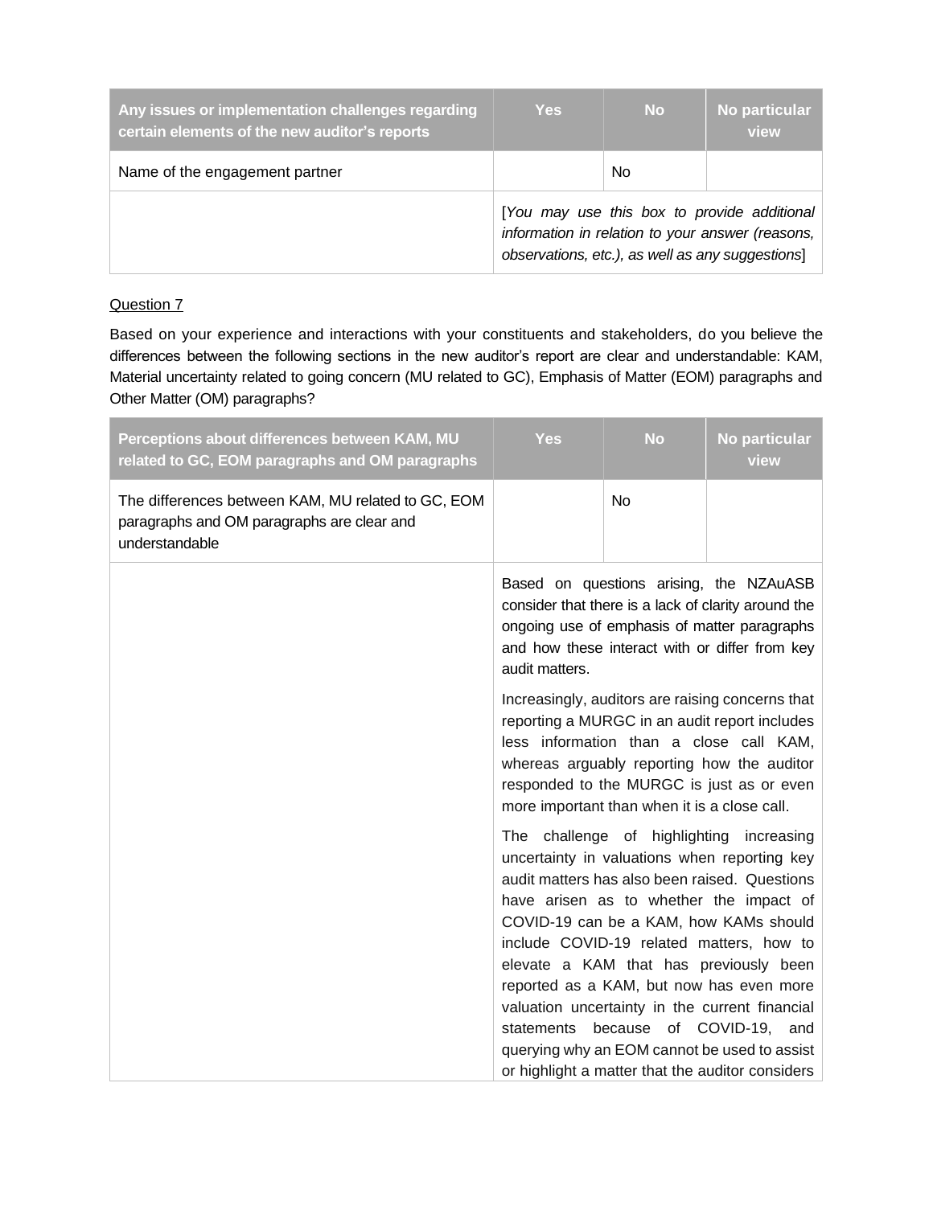| Any issues or implementation challenges regarding certain elements of the new auditor's reports | Yes | No | No particular view |
|---|---|---|---|
| Name of the engagement partner | | No | |
| | [*You may use this box to provide additional information in relation to your answer (reasons, observations, etc.), as well as any suggestions*] | | |

<u>Question 7</u>

Based on your experience and interactions with your constituents and stakeholders, do you believe the differences between the following sections in the new auditor's report are clear and understandable: KAM, Material uncertainty related to going concern (MU related to GC), Emphasis of Matter (EOM) paragraphs and Other Matter (OM) paragraphs?

| Perceptions about differences between KAM, MU related to GC, EOM paragraphs and OM paragraphs | Yes | No | No particular view |
|---|---|---|---|
| The differences between KAM, MU related to GC, EOM paragraphs and OM paragraphs are clear and understandable | | No | |
| | Based on questions arising, the NZAuASB consider that there is a lack of clarity around the ongoing use of emphasis of matter paragraphs and how these interact with or differ from key audit matters.<br><br>Increasingly, auditors are raising concerns that reporting a MURGC in an audit report includes less information than a close call KAM, whereas arguably reporting how the auditor responded to the MURGC is just as or even more important than when it is a close call.<br><br>The challenge of highlighting increasing uncertainty in valuations when reporting key audit matters has also been raised. Questions have arisen as to whether the impact of COVID-19 can be a KAM, how KAMs should include COVID-19 related matters, how to elevate a KAM that has previously been reported as a KAM, but now has even more valuation uncertainty in the current financial statements because of COVID-19, and querying why an EOM cannot be used to assist or highlight a matter that the auditor considers | | |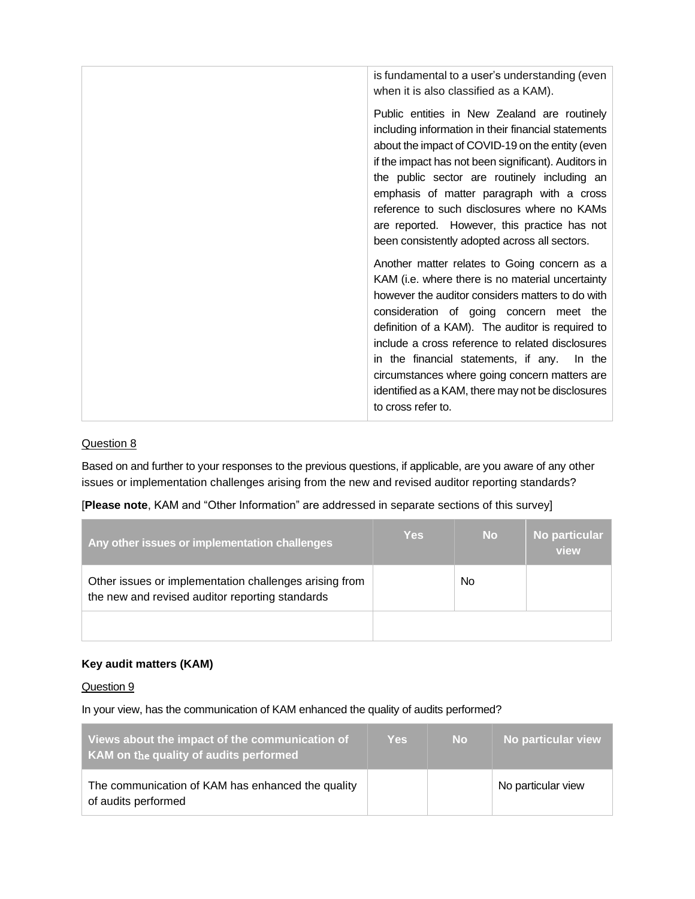| | |
|---|---|
| | is fundamental to a user's understanding (even when it is also classified as a KAM).<br><br>Public entities in New Zealand are routinely including information in their financial statements about the impact of COVID-19 on the entity (even if the impact has not been significant). Auditors in the public sector are routinely including an emphasis of matter paragraph with a cross reference to such disclosures where no KAMs are reported. However, this practice has not been consistently adopted across all sectors.<br><br>Another matter relates to Going concern as a KAM (i.e. where there is no material uncertainty however the auditor considers matters to do with consideration of going concern meet the definition of a KAM). The auditor is required to include a cross reference to related disclosures in the financial statements, if any. In the circumstances where going concern matters are identified as a KAM, there may not be disclosures to cross refer to. |

Question 8

Based on and further to your responses to the previous questions, if applicable, are you aware of any other issues or implementation challenges arising from the new and revised auditor reporting standards?

[**Please note**, KAM and "Other Information" are addressed in separate sections of this survey]

| Any other issues or implementation challenges | Yes | No | No particular view |
|---|---|---|---|
| Other issues or implementation challenges arising from the new and revised auditor reporting standards | | No | |
| | | | |

**Key audit matters (KAM)**

Question 9

In your view, has the communication of KAM enhanced the quality of audits performed?

| Views about the impact of the communication of KAM on the quality of audits performed | Yes | No | No particular view |
|---|---|---|---|
| The communication of KAM has enhanced the quality of audits performed | | | No particular view |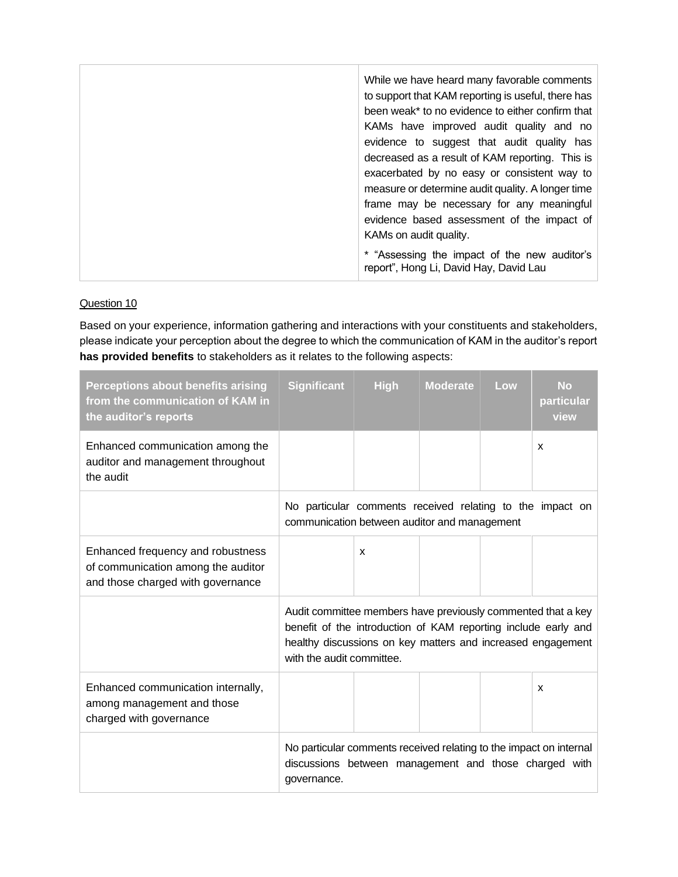| | |
|---|---|
| | While we have heard many favorable comments to support that KAM reporting is useful, there has been weak* to no evidence to either confirm that KAMs have improved audit quality and no evidence to suggest that audit quality has decreased as a result of KAM reporting. This is exacerbated by no easy or consistent way to measure or determine audit quality. A longer time frame may be necessary for any meaningful evidence based assessment of the impact of KAMs on audit quality.<br><br>* "Assessing the impact of the new auditor's report", Hong Li, David Hay, David Lau |

Question 10

Based on your experience, information gathering and interactions with your constituents and stakeholders, please indicate your perception about the degree to which the communication of KAM in the auditor's report **has provided benefits** to stakeholders as it relates to the following aspects:

| Perceptions about benefits arising from the communication of KAM in the auditor's reports | Significant | High | Moderate | Low | No particular view |
|---|---|---|---|---|---|
| Enhanced communication among the auditor and management throughout the audit | | | | | x |
| | No particular comments received relating to the impact on communication between auditor and management | | | | |
| Enhanced frequency and robustness of communication among the auditor and those charged with governance | | x | | | |
| | Audit committee members have previously commented that a key benefit of the introduction of KAM reporting include early and healthy discussions on key matters and increased engagement with the audit committee. | | | | |
| Enhanced communication internally, among management and those charged with governance | | | | | x |
| | No particular comments received relating to the impact on internal discussions between management and those charged with governance. | | | | |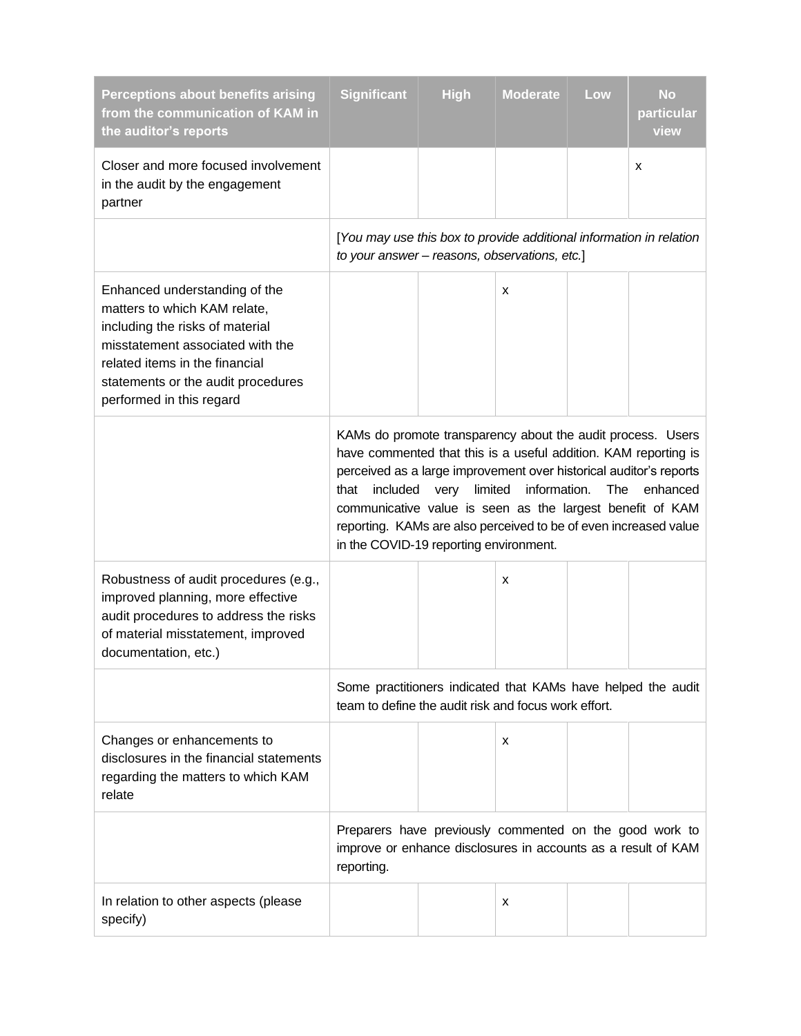| Perceptions about benefits arising from the communication of KAM in the auditor's reports | Significant | High | Moderate | Low | No particular view |
|---|---|---|---|---|---|
| Closer and more focused involvement in the audit by the engagement partner | | | | | x |
| | [*You may use this box to provide additional information in relation to your answer – reasons, observations, etc.*] | | | | |
| Enhanced understanding of the matters to which KAM relate, including the risks of material misstatement associated with the related items in the financial statements or the audit procedures performed in this regard | | | x | | |
| | KAMs do promote transparency about the audit process. Users have commented that this is a useful addition. KAM reporting is perceived as a large improvement over historical auditor's reports that included very limited information. The enhanced communicative value is seen as the largest benefit of KAM reporting. KAMs are also perceived to be of even increased value in the COVID-19 reporting environment. | | | | |
| Robustness of audit procedures (e.g., improved planning, more effective audit procedures to address the risks of material misstatement, improved documentation, etc.) | | | x | | |
| | Some practitioners indicated that KAMs have helped the audit team to define the audit risk and focus work effort. | | | | |
| Changes or enhancements to disclosures in the financial statements regarding the matters to which KAM relate | | | x | | |
| | Preparers have previously commented on the good work to improve or enhance disclosures in accounts as a result of KAM reporting. | | | | |
| In relation to other aspects (please specify) | | | x | | |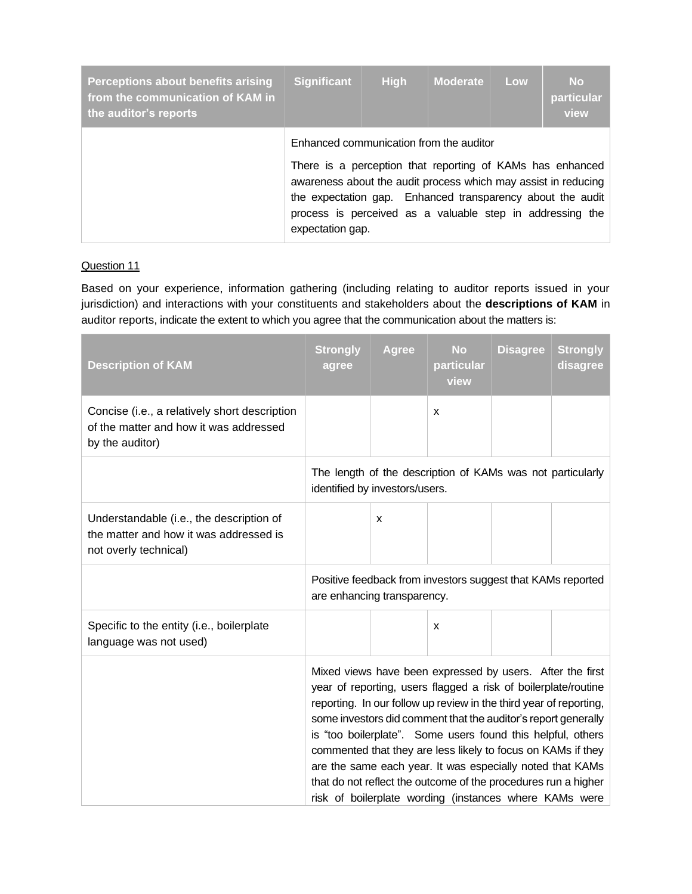| Perceptions about benefits arising from the communication of KAM in the auditor's reports | Significant | High | Moderate | Low | No particular view |
|---|---|---|---|---|---|
| | Enhanced communication from the auditor<br><br>There is a perception that reporting of KAMs has enhanced awareness about the audit process which may assist in reducing the expectation gap. Enhanced transparency about the audit process is perceived as a valuable step in addressing the expectation gap. | | | | |

Question 11

Based on your experience, information gathering (including relating to auditor reports issued in your jurisdiction) and interactions with your constituents and stakeholders about the **descriptions of KAM** in auditor reports, indicate the extent to which you agree that the communication about the matters is:

| Description of KAM | Strongly agree | Agree | No particular view | Disagree | Strongly disagree |
|---|---|---|---|---|---|
| Concise (i.e., a relatively short description of the matter and how it was addressed by the auditor) | | | x | | |
| | The length of the description of KAMs was not particularly identified by investors/users. | | | | |
| Understandable (i.e., the description of the matter and how it was addressed is not overly technical) | | x | | | |
| | Positive feedback from investors suggest that KAMs reported are enhancing transparency. | | | | |
| Specific to the entity (i.e., boilerplate language was not used) | | | x | | |
| | Mixed views have been expressed by users. After the first year of reporting, users flagged a risk of boilerplate/routine reporting. In our follow up review in the third year of reporting, some investors did comment that the auditor's report generally is "too boilerplate". Some users found this helpful, others commented that they are less likely to focus on KAMs if they are the same each year. It was especially noted that KAMs that do not reflect the outcome of the procedures run a higher risk of boilerplate wording (instances where KAMs were | | | | |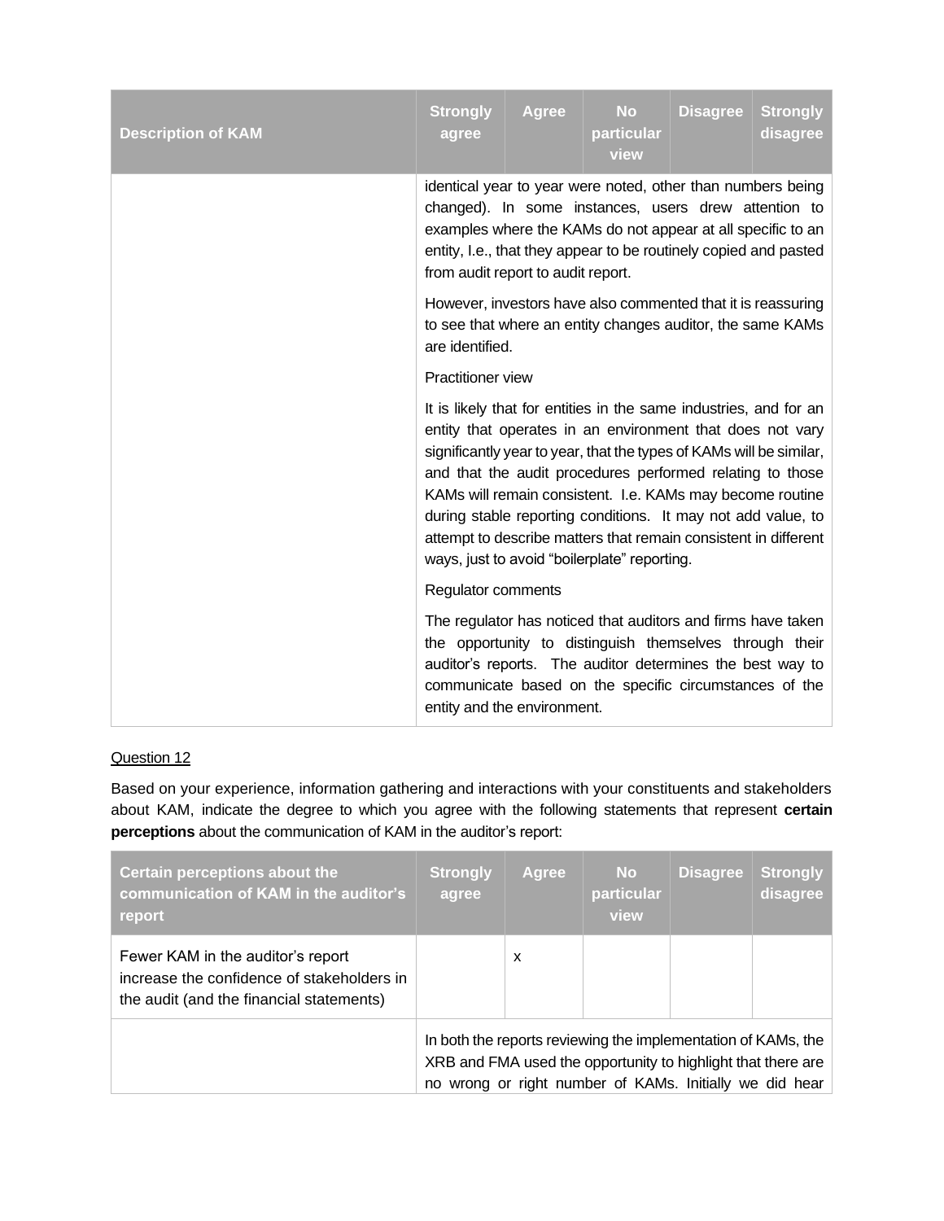| Description of KAM | Strongly agree | Agree | No particular view | Disagree | Strongly disagree |
|---|---|---|---|---|---|
| | identical year to year were noted, other than numbers being changed). In some instances, users drew attention to examples where the KAMs do not appear at all specific to an entity, I.e., that they appear to be routinely copied and pasted from audit report to audit report.<br><br>However, investors have also commented that it is reassuring to see that where an entity changes auditor, the same KAMs are identified.<br><br>Practitioner view<br><br>It is likely that for entities in the same industries, and for an entity that operates in an environment that does not vary significantly year to year, that the types of KAMs will be similar, and that the audit procedures performed relating to those KAMs will remain consistent. I.e. KAMs may become routine during stable reporting conditions. It may not add value, to attempt to describe matters that remain consistent in different ways, just to avoid "boilerplate" reporting.<br><br>Regulator comments<br><br>The regulator has noticed that auditors and firms have taken the opportunity to distinguish themselves through their auditor's reports. The auditor determines the best way to communicate based on the specific circumstances of the entity and the environment. | | | | |

Question 12

Based on your experience, information gathering and interactions with your constituents and stakeholders about KAM, indicate the degree to which you agree with the following statements that represent **certain perceptions** about the communication of KAM in the auditor's report:

| Certain perceptions about the communication of KAM in the auditor's report | Strongly agree | Agree | No particular view | Disagree | Strongly disagree |
|---|---|---|---|---|---|
| Fewer KAM in the auditor's report increase the confidence of stakeholders in the audit (and the financial statements) | | x | | | |
| | In both the reports reviewing the implementation of KAMs, the XRB and FMA used the opportunity to highlight that there are no wrong or right number of KAMs. Initially we did hear | | | | |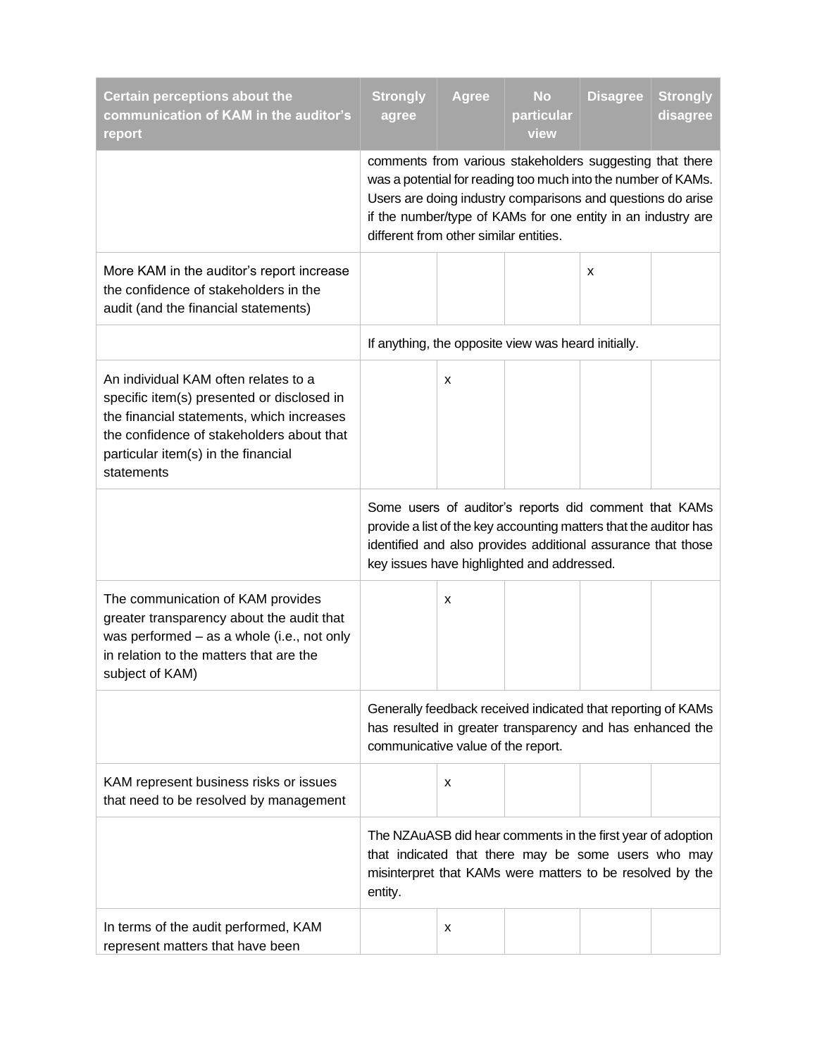| Certain perceptions about the communication of KAM in the auditor's report | Strongly agree | Agree | No particular view | Disagree | Strongly disagree |
|---|---|---|---|---|---|
| | comments from various stakeholders suggesting that there was a potential for reading too much into the number of KAMs. Users are doing industry comparisons and questions do arise if the number/type of KAMs for one entity in an industry are different from other similar entities. | | | | |
| More KAM in the auditor's report increase the confidence of stakeholders in the audit (and the financial statements) | | | | x | |
| | If anything, the opposite view was heard initially. | | | | |
| An individual KAM often relates to a specific item(s) presented or disclosed in the financial statements, which increases the confidence of stakeholders about that particular item(s) in the financial statements | | x | | | |
| | Some users of auditor's reports did comment that KAMs provide a list of the key accounting matters that the auditor has identified and also provides additional assurance that those key issues have highlighted and addressed. | | | | |
| The communication of KAM provides greater transparency about the audit that was performed – as a whole (i.e., not only in relation to the matters that are the subject of KAM) | | x | | | |
| | Generally feedback received indicated that reporting of KAMs has resulted in greater transparency and has enhanced the communicative value of the report. | | | | |
| KAM represent business risks or issues that need to be resolved by management | | x | | | |
| | The NZAuASB did hear comments in the first year of adoption that indicated that there may be some users who may misinterpret that KAMs were matters to be resolved by the entity. | | | | |
| In terms of the audit performed, KAM represent matters that have been | | x | | | |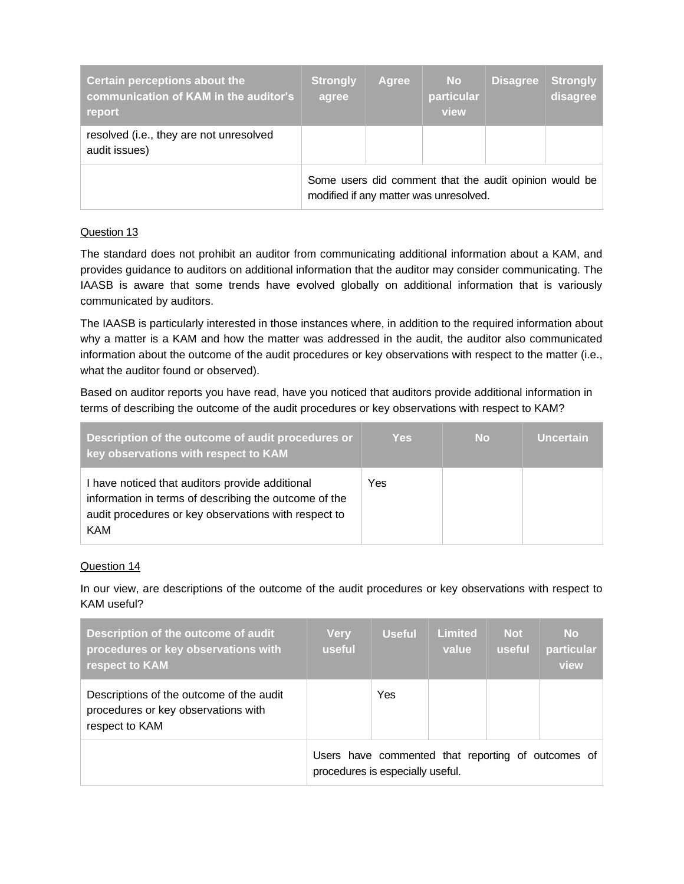| Certain perceptions about the communication of KAM in the auditor's report | Strongly agree | Agree | No particular view | Disagree | Strongly disagree |
|---|---|---|---|---|---|
| resolved (i.e., they are not unresolved audit issues) | | | | | |
| | Some users did comment that the audit opinion would be modified if any matter was unresolved. | | | | |

Question 13

The standard does not prohibit an auditor from communicating additional information about a KAM, and provides guidance to auditors on additional information that the auditor may consider communicating. The IAASB is aware that some trends have evolved globally on additional information that is variously communicated by auditors.

The IAASB is particularly interested in those instances where, in addition to the required information about why a matter is a KAM and how the matter was addressed in the audit, the auditor also communicated information about the outcome of the audit procedures or key observations with respect to the matter (i.e., what the auditor found or observed).

Based on auditor reports you have read, have you noticed that auditors provide additional information in terms of describing the outcome of the audit procedures or key observations with respect to KAM?

| Description of the outcome of audit procedures or key observations with respect to KAM | Yes | No | Uncertain |
|---|---|---|---|
| I have noticed that auditors provide additional information in terms of describing the outcome of the audit procedures or key observations with respect to KAM | Yes | | |

Question 14

In our view, are descriptions of the outcome of the audit procedures or key observations with respect to KAM useful?

| Description of the outcome of audit procedures or key observations with respect to KAM | Very useful | Useful | Limited value | Not useful | No particular view |
|---|---|---|---|---|---|
| Descriptions of the outcome of the audit procedures or key observations with respect to KAM | | Yes | | | |
| | Users have commented that reporting of outcomes of procedures is especially useful. | | | | |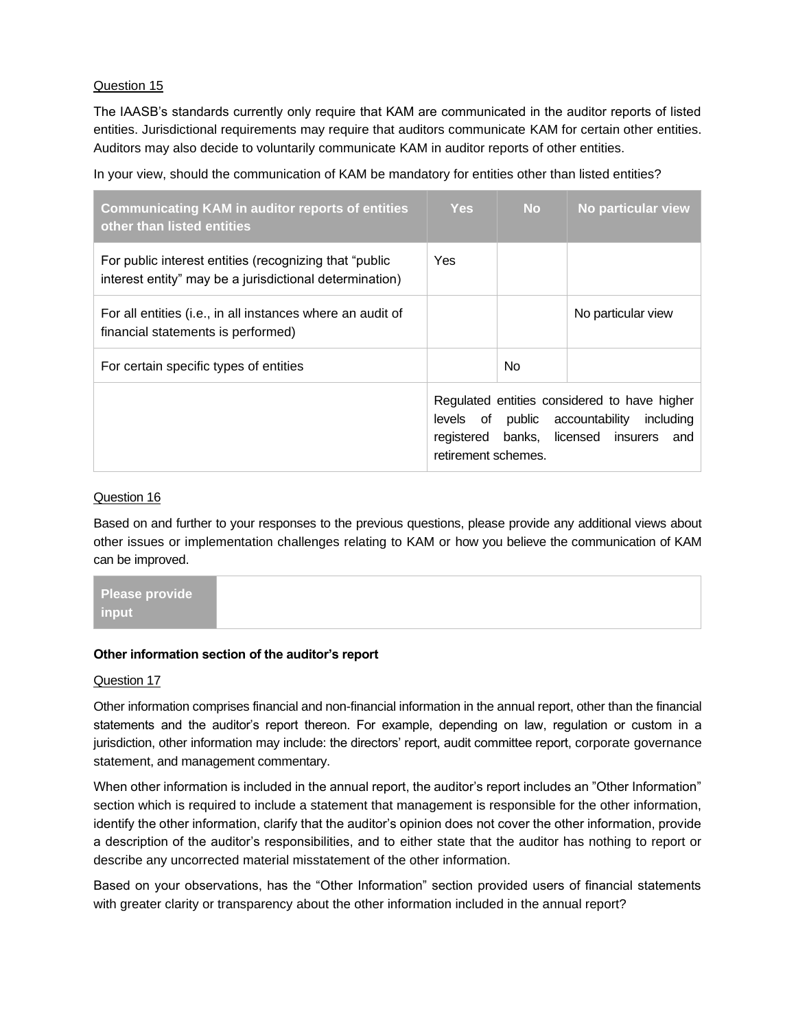Question 15

The IAASB's standards currently only require that KAM are communicated in the auditor reports of listed entities. Jurisdictional requirements may require that auditors communicate KAM for certain other entities. Auditors may also decide to voluntarily communicate KAM in auditor reports of other entities.

In your view, should the communication of KAM be mandatory for entities other than listed entities?

| Communicating KAM in auditor reports of entities other than listed entities | Yes | No | No particular view |
|---|---|---|---|
| For public interest entities (recognizing that "public interest entity" may be a jurisdictional determination) | Yes | | |
| For all entities (i.e., in all instances where an audit of financial statements is performed) | | | No particular view |
| For certain specific types of entities | | No | |
| | Regulated entities considered to have higher levels of public accountability including registered banks, licensed insurers and retirement schemes. | | |

Question 16

Based on and further to your responses to the previous questions, please provide any additional views about other issues or implementation challenges relating to KAM or how you believe the communication of KAM can be improved.

| Please provide input | |
|---|---|

**Other information section of the auditor's report**

Question 17

Other information comprises financial and non-financial information in the annual report, other than the financial statements and the auditor's report thereon. For example, depending on law, regulation or custom in a jurisdiction, other information may include: the directors' report, audit committee report, corporate governance statement, and management commentary.

When other information is included in the annual report, the auditor's report includes an "Other Information" section which is required to include a statement that management is responsible for the other information, identify the other information, clarify that the auditor's opinion does not cover the other information, provide a description of the auditor's responsibilities, and to either state that the auditor has nothing to report or describe any uncorrected material misstatement of the other information.

Based on your observations, has the "Other Information" section provided users of financial statements with greater clarity or transparency about the other information included in the annual report?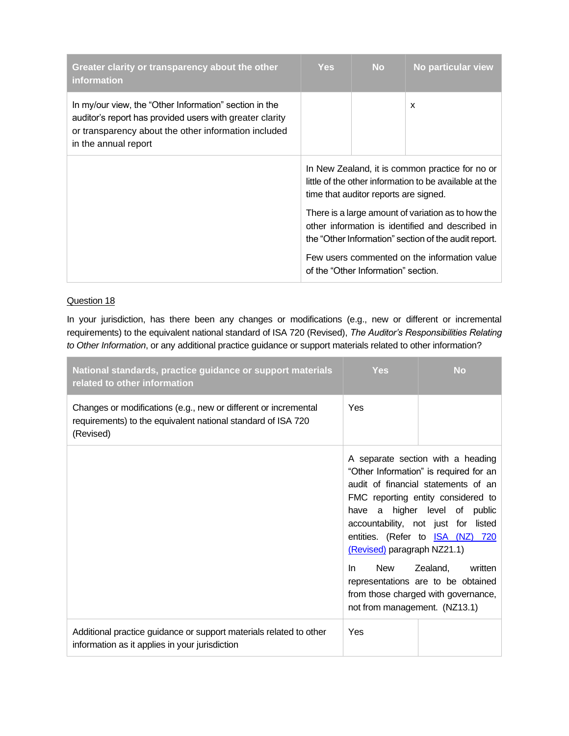| Greater clarity or transparency about the other information | Yes | No | No particular view |
|---|---|---|---|
| In my/our view, the "Other Information" section in the auditor's report has provided users with greater clarity or transparency about the other information included in the annual report | | | x |
| | In New Zealand, it is common practice for no or little of the other information to be available at the time that auditor reports are signed.<br><br>There is a large amount of variation as to how the other information is identified and described in the "Other Information" section of the audit report.<br><br>Few users commented on the information value of the "Other Information" section. | | |

Question 18

In your jurisdiction, has there been any changes or modifications (e.g., new or different or incremental requirements) to the equivalent national standard of ISA 720 (Revised), *The Auditor's Responsibilities Relating to Other Information*, or any additional practice guidance or support materials related to other information?

| National standards, practice guidance or support materials related to other information | Yes | No |
|---|---|---|
| Changes or modifications (e.g., new or different or incremental requirements) to the equivalent national standard of ISA 720 (Revised) | Yes | |
| | A separate section with a heading "Other Information" is required for an audit of financial statements of an FMC reporting entity considered to have a higher level of public accountability, not just for listed entities. (Refer to ISA (NZ) 720 (Revised) paragraph NZ21.1)<br><br>In New Zealand, written representations are to be obtained from those charged with governance, not from management. (NZ13.1) | |
| Additional practice guidance or support materials related to other information as it applies in your jurisdiction | Yes | |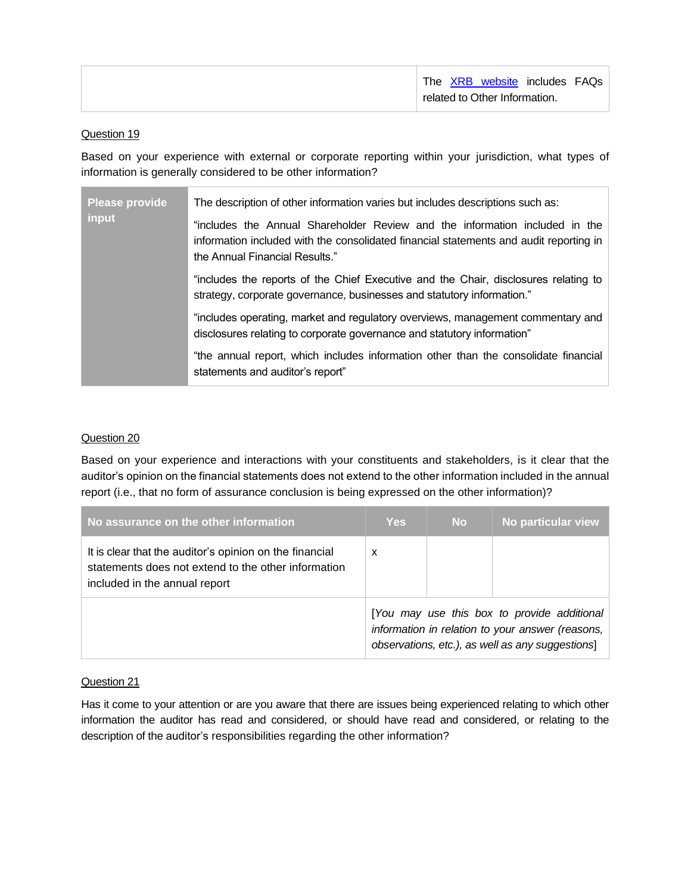| | The XRB website includes FAQs related to Other Information. |
|---|---|

Question 19

Based on your experience with external or corporate reporting within your jurisdiction, what types of information is generally considered to be other information?

| **Please provide input** | The description of other information varies but includes descriptions such as:<br><br>"includes the Annual Shareholder Review and the information included in the information included with the consolidated financial statements and audit reporting in the Annual Financial Results."<br><br>"includes the reports of the Chief Executive and the Chair, disclosures relating to strategy, corporate governance, businesses and statutory information."<br><br>"includes operating, market and regulatory overviews, management commentary and disclosures relating to corporate governance and statutory information"<br><br>"the annual report, which includes information other than the consolidate financial statements and auditor's report" |
|---|---|

Question 20

Based on your experience and interactions with your constituents and stakeholders, is it clear that the auditor's opinion on the financial statements does not extend to the other information included in the annual report (i.e., that no form of assurance conclusion is being expressed on the other information)?

| No assurance on the other information | Yes | No | No particular view |
|---|---|---|---|
| It is clear that the auditor's opinion on the financial statements does not extend to the other information included in the annual report | x | | |
| | [*You may use this box to provide additional information in relation to your answer (reasons, observations, etc.), as well as any suggestions*] | | |

Question 21

Has it come to your attention or are you aware that there are issues being experienced relating to which other information the auditor has read and considered, or should have read and considered, or relating to the description of the auditor's responsibilities regarding the other information?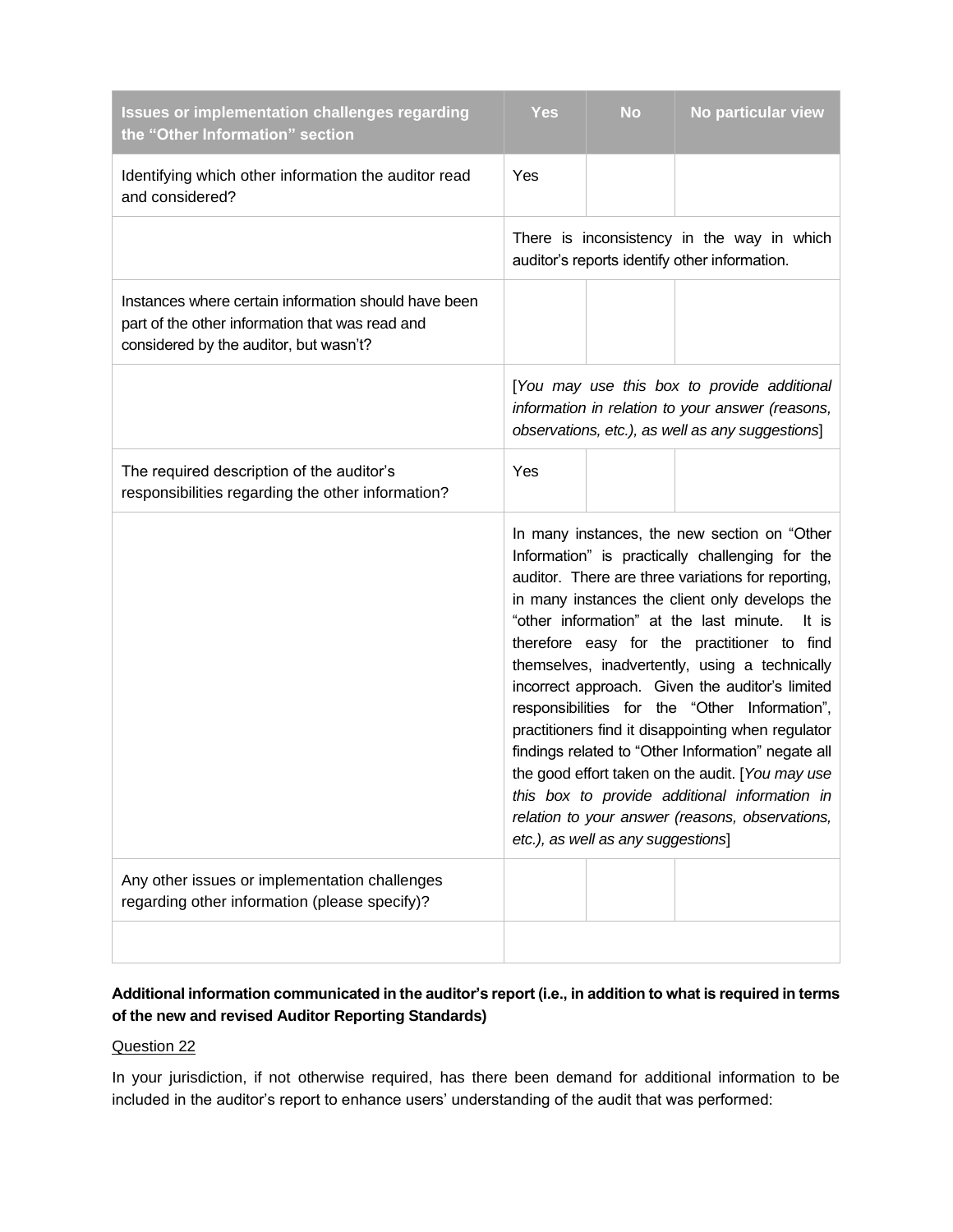| Issues or implementation challenges regarding the "Other Information" section | Yes | No | No particular view |
|---|---|---|---|
| Identifying which other information the auditor read and considered? | Yes | | |
| | There is inconsistency in the way in which auditor's reports identify other information. | | |
| Instances where certain information should have been part of the other information that was read and considered by the auditor, but wasn't? | | | |
| | [*You may use this box to provide additional information in relation to your answer (reasons, observations, etc.), as well as any suggestions*] | | |
| The required description of the auditor's responsibilities regarding the other information? | Yes | | |
| | In many instances, the new section on "Other Information" is practically challenging for the auditor. There are three variations for reporting, in many instances the client only develops the "other information" at the last minute. It is therefore easy for the practitioner to find themselves, inadvertently, using a technically incorrect approach. Given the auditor's limited responsibilities for the "Other Information", practitioners find it disappointing when regulator findings related to "Other Information" negate all the good effort taken on the audit. [*You may use this box to provide additional information in relation to your answer (reasons, observations, etc.), as well as any suggestions*] | | |
| Any other issues or implementation challenges regarding other information (please specify)? | | | |
| | | | |

**Additional information communicated in the auditor's report (i.e., in addition to what is required in terms of the new and revised Auditor Reporting Standards)**

Question 22

In your jurisdiction, if not otherwise required, has there been demand for additional information to be included in the auditor's report to enhance users' understanding of the audit that was performed: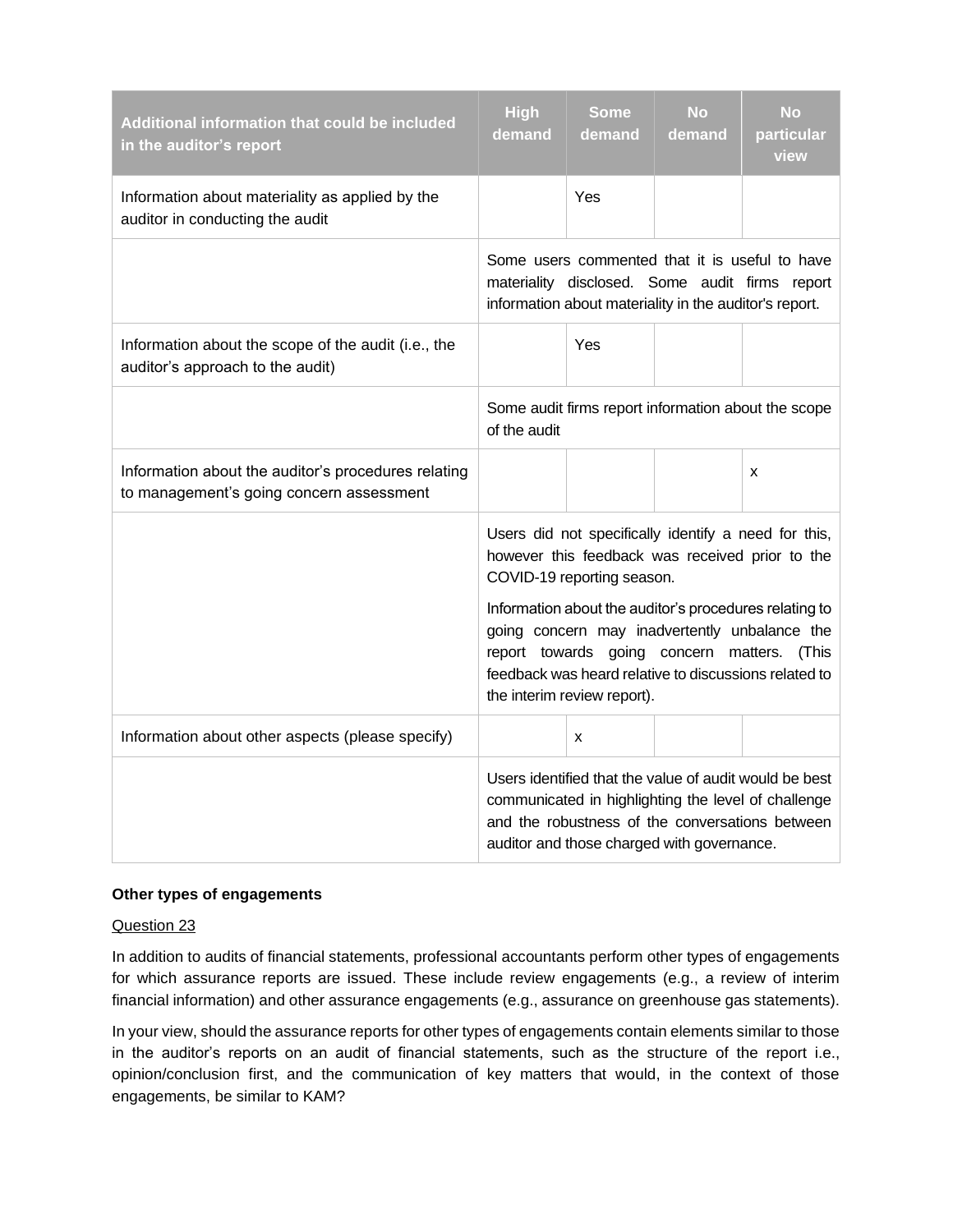| Additional information that could be included in the auditor's report | High demand | Some demand | No demand | No particular view |
|---|---|---|---|---|
| Information about materiality as applied by the auditor in conducting the audit | | Yes | | |
| | Some users commented that it is useful to have materiality disclosed. Some audit firms report information about materiality in the auditor's report. | | | |
| Information about the scope of the audit (i.e., the auditor's approach to the audit) | | Yes | | |
| | Some audit firms report information about the scope of the audit | | | |
| Information about the auditor's procedures relating to management's going concern assessment | | | | x |
| | Users did not specifically identify a need for this, however this feedback was received prior to the COVID-19 reporting season. Information about the auditor's procedures relating to going concern may inadvertently unbalance the report towards going concern matters. (This feedback was heard relative to discussions related to the interim review report). | | | |
| Information about other aspects (please specify) | | x | | |
| | Users identified that the value of audit would be best communicated in highlighting the level of challenge and the robustness of the conversations between auditor and those charged with governance. | | | |

**Other types of engagements**

Question 23

In addition to audits of financial statements, professional accountants perform other types of engagements for which assurance reports are issued. These include review engagements (e.g., a review of interim financial information) and other assurance engagements (e.g., assurance on greenhouse gas statements).

In your view, should the assurance reports for other types of engagements contain elements similar to those in the auditor's reports on an audit of financial statements, such as the structure of the report i.e., opinion/conclusion first, and the communication of key matters that would, in the context of those engagements, be similar to KAM?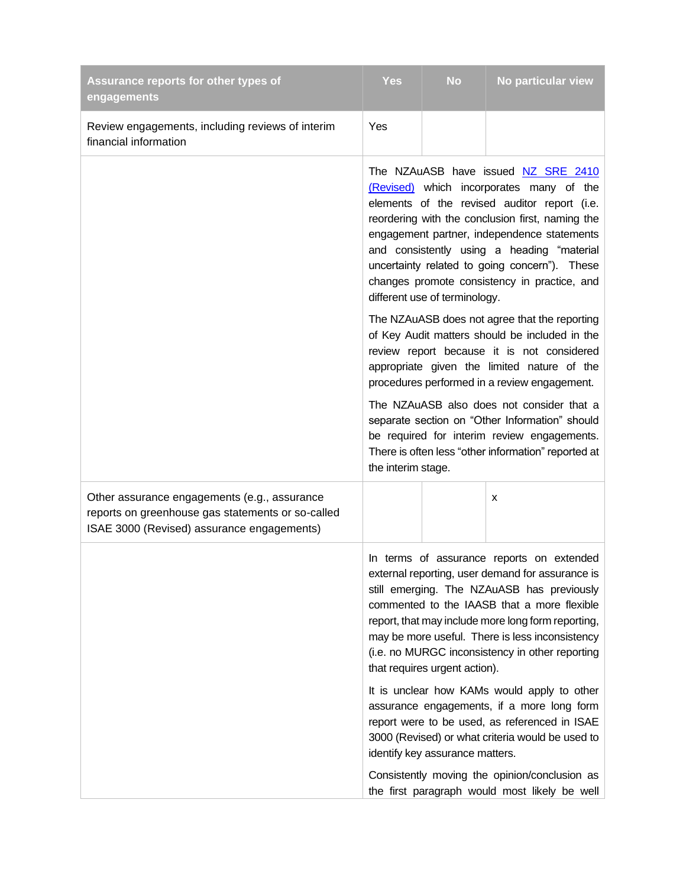| Assurance reports for other types of engagements | Yes | No | No particular view |
|---|---|---|---|
| Review engagements, including reviews of interim financial information | Yes | | |
| | The NZAuASB have issued NZ SRE 2410 (Revised) which incorporates many of the elements of the revised auditor report (i.e. reordering with the conclusion first, naming the engagement partner, independence statements and consistently using a heading "material uncertainty related to going concern"). These changes promote consistency in practice, and different use of terminology.<br><br>The NZAuASB does not agree that the reporting of Key Audit matters should be included in the review report because it is not considered appropriate given the limited nature of the procedures performed in a review engagement.<br><br>The NZAuASB also does not consider that a separate section on "Other Information" should be required for interim review engagements. There is often less "other information" reported at the interim stage. | | |
| Other assurance engagements (e.g., assurance reports on greenhouse gas statements or so-called ISAE 3000 (Revised) assurance engagements) | | | x |
| | In terms of assurance reports on extended external reporting, user demand for assurance is still emerging. The NZAuASB has previously commented to the IAASB that a more flexible report, that may include more long form reporting, may be more useful. There is less inconsistency (i.e. no MURGC inconsistency in other reporting that requires urgent action).<br><br>It is unclear how KAMs would apply to other assurance engagements, if a more long form report were to be used, as referenced in ISAE 3000 (Revised) or what criteria would be used to identify key assurance matters.<br><br>Consistently moving the opinion/conclusion as the first paragraph would most likely be well | | |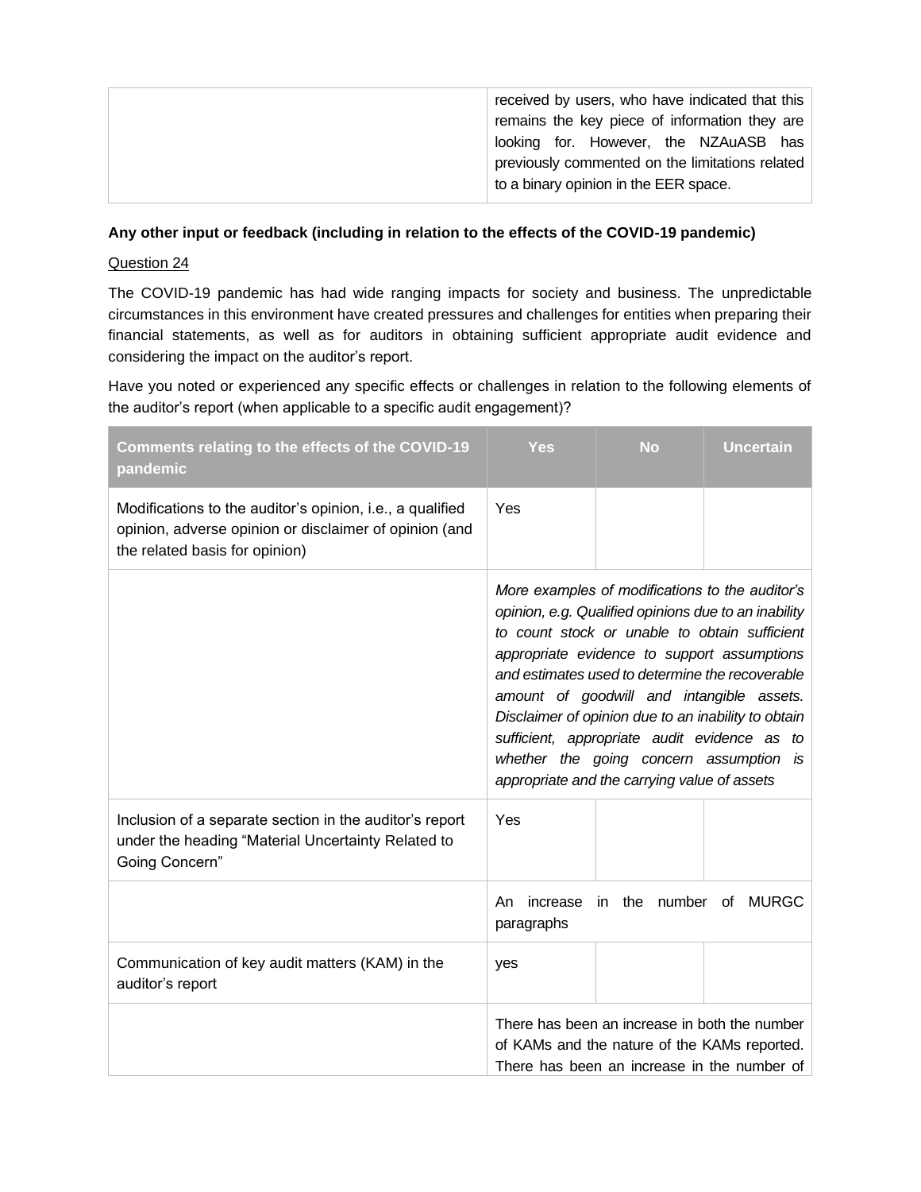| | |
|---|---|
| | received by users, who have indicated that this remains the key piece of information they are looking for. However, the NZAuASB has previously commented on the limitations related to a binary opinion in the EER space. |

**Any other input or feedback (including in relation to the effects of the COVID-19 pandemic)**

Question 24

The COVID-19 pandemic has had wide ranging impacts for society and business. The unpredictable circumstances in this environment have created pressures and challenges for entities when preparing their financial statements, as well as for auditors in obtaining sufficient appropriate audit evidence and considering the impact on the auditor's report.

Have you noted or experienced any specific effects or challenges in relation to the following elements of the auditor's report (when applicable to a specific audit engagement)?

| Comments relating to the effects of the COVID-19 pandemic | Yes | No | Uncertain |
|---|---|---|---|
| Modifications to the auditor's opinion, i.e., a qualified opinion, adverse opinion or disclaimer of opinion (and the related basis for opinion) | Yes | | |
| | *More examples of modifications to the auditor's opinion, e.g. Qualified opinions due to an inability to count stock or unable to obtain sufficient appropriate evidence to support assumptions and estimates used to determine the recoverable amount of goodwill and intangible assets. Disclaimer of opinion due to an inability to obtain sufficient, appropriate audit evidence as to whether the going concern assumption is appropriate and the carrying value of assets* | | |
| Inclusion of a separate section in the auditor's report under the heading "Material Uncertainty Related to Going Concern" | Yes | | |
| | An increase in the number of MURGC paragraphs | | |
| Communication of key audit matters (KAM) in the auditor's report | yes | | |
| | There has been an increase in both the number of KAMs and the nature of the KAMs reported. There has been an increase in the number of | | |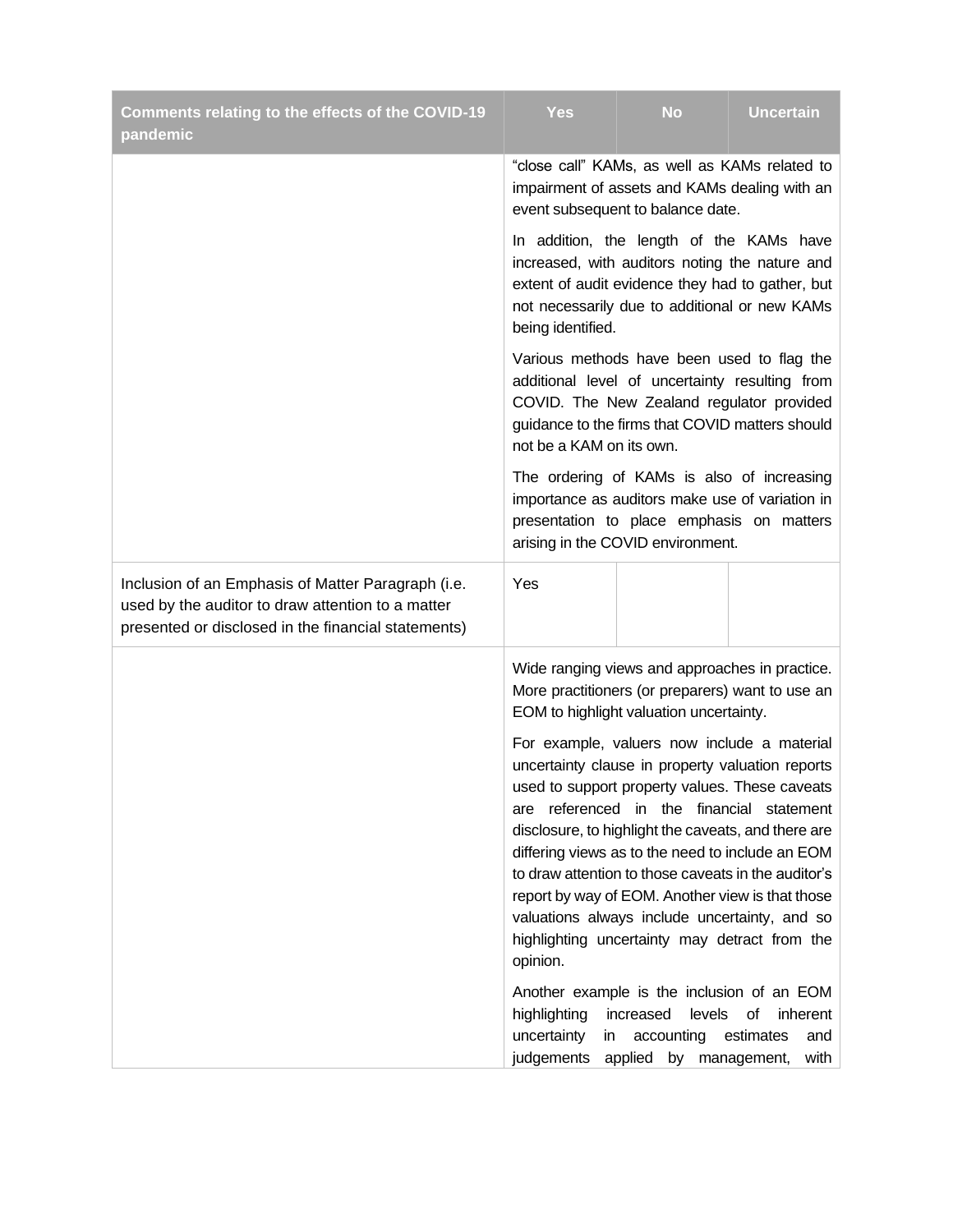| Comments relating to the effects of the COVID-19 pandemic | Yes | No | Uncertain |
|---|---|---|---|
| | "close call" KAMs, as well as KAMs related to impairment of assets and KAMs dealing with an event subsequent to balance date.<br><br>In addition, the length of the KAMs have increased, with auditors noting the nature and extent of audit evidence they had to gather, but not necessarily due to additional or new KAMs being identified.<br><br>Various methods have been used to flag the additional level of uncertainty resulting from COVID. The New Zealand regulator provided guidance to the firms that COVID matters should not be a KAM on its own.<br><br>The ordering of KAMs is also of increasing importance as auditors make use of variation in presentation to place emphasis on matters arising in the COVID environment. | | |
| Inclusion of an Emphasis of Matter Paragraph (i.e. used by the auditor to draw attention to a matter presented or disclosed in the financial statements) | Yes | | |
| | Wide ranging views and approaches in practice. More practitioners (or preparers) want to use an EOM to highlight valuation uncertainty.<br><br>For example, valuers now include a material uncertainty clause in property valuation reports used to support property values. These caveats are referenced in the financial statement disclosure, to highlight the caveats, and there are differing views as to the need to include an EOM to draw attention to those caveats in the auditor's report by way of EOM. Another view is that those valuations always include uncertainty, and so highlighting uncertainty may detract from the opinion.<br><br>Another example is the inclusion of an EOM highlighting increased levels of inherent uncertainty in accounting estimates and judgements applied by management, with | | |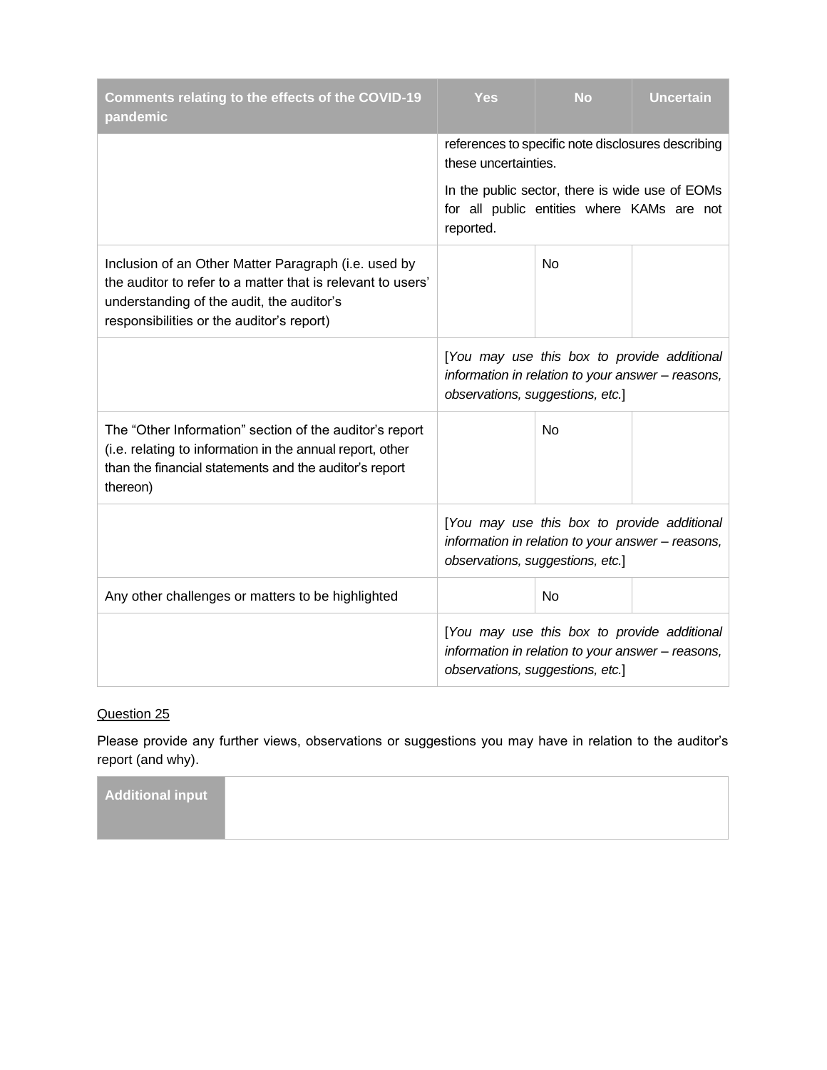| Comments relating to the effects of the COVID-19 pandemic | Yes | No | Uncertain |
|---|---|---|---|
| | references to specific note disclosures describing these uncertainties.<br><br>In the public sector, there is wide use of EOMs for all public entities where KAMs are not reported. | | |
| Inclusion of an Other Matter Paragraph (i.e. used by the auditor to refer to a matter that is relevant to users' understanding of the audit, the auditor's responsibilities or the auditor's report) | | No | |
| | [*You may use this box to provide additional information in relation to your answer – reasons, observations, suggestions, etc.*] | | |
| The "Other Information" section of the auditor's report (i.e. relating to information in the annual report, other than the financial statements and the auditor's report thereon) | | No | |
| | [*You may use this box to provide additional information in relation to your answer – reasons, observations, suggestions, etc.*] | | |
| Any other challenges or matters to be highlighted | | No | |
| | [*You may use this box to provide additional information in relation to your answer – reasons, observations, suggestions, etc.*] | | |

Question 25

Please provide any further views, observations or suggestions you may have in relation to the auditor's report (and why).

| Additional input | |
|---|---|